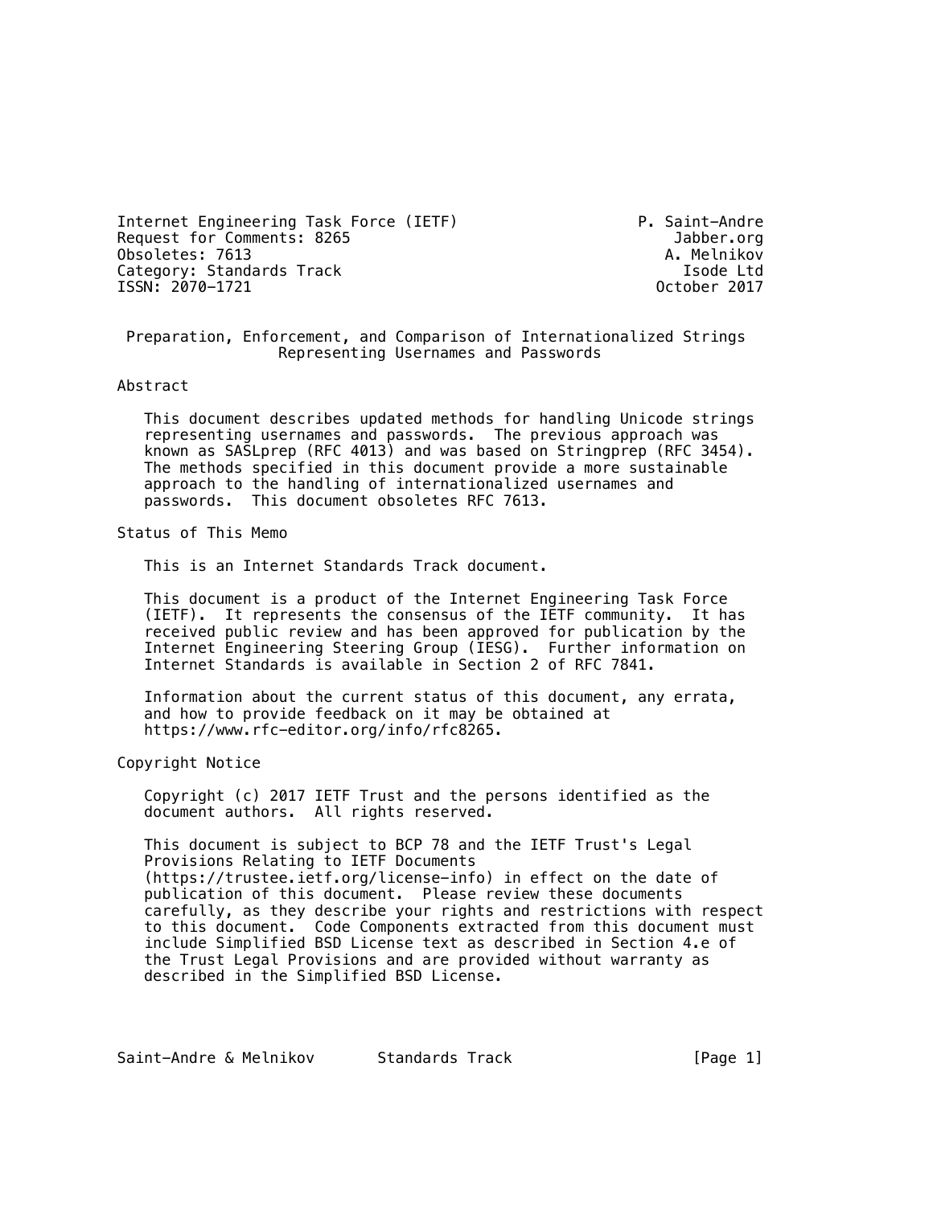Internet Engineering Task Force (IETF) — P. Saint-Andre, Jabber.org
Request for Comments: 8265 — A. Melnikov, Isode Ltd
Obsoletes: 7613
Category: Standards Track
ISSN: 2070-1721
October 2017

# Preparation, Enforcement, and Comparison of Internationalized Strings Representing Usernames and Passwords

## Abstract

This document describes updated methods for handling Unicode strings representing usernames and passwords. The previous approach was known as SASLprep (RFC 4013) and was based on Stringprep (RFC 3454). The methods specified in this document provide a more sustainable approach to the handling of internationalized usernames and passwords. This document obsoletes RFC 7613.

## Status of This Memo

This is an Internet Standards Track document.

This document is a product of the Internet Engineering Task Force (IETF). It represents the consensus of the IETF community. It has received public review and has been approved for publication by the Internet Engineering Steering Group (IESG). Further information on Internet Standards is available in Section 2 of RFC 7841.

Information about the current status of this document, any errata, and how to provide feedback on it may be obtained at https://www.rfc-editor.org/info/rfc8265.

## Copyright Notice

Copyright (c) 2017 IETF Trust and the persons identified as the document authors. All rights reserved.

This document is subject to BCP 78 and the IETF Trust's Legal Provisions Relating to IETF Documents (https://trustee.ietf.org/license-info) in effect on the date of publication of this document. Please review these documents carefully, as they describe your rights and restrictions with respect to this document. Code Components extracted from this document must include Simplified BSD License text as described in Section 4.e of the Trust Legal Provisions and are provided without warranty as described in the Simplified BSD License.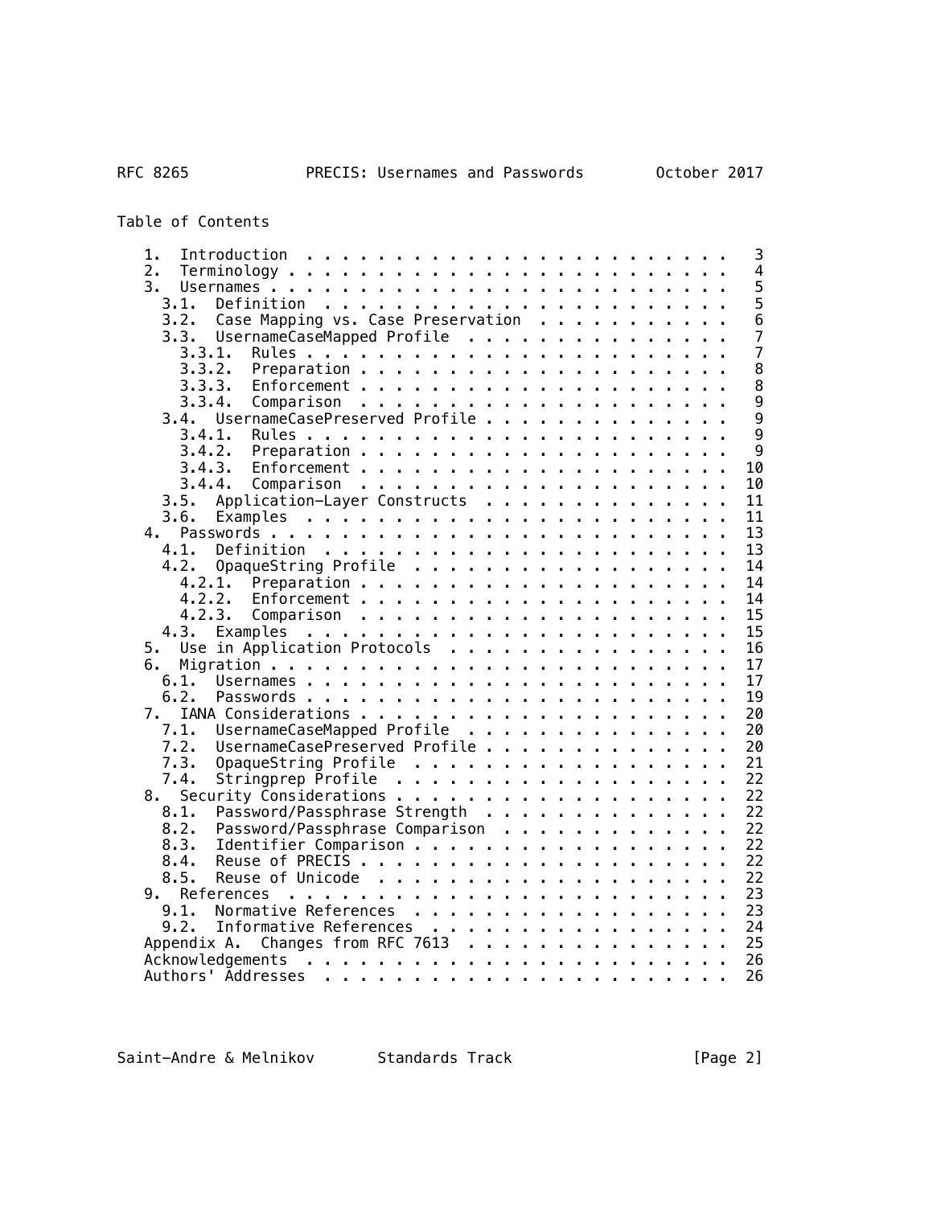Table of Contents

```
   1.  Introduction  . . . . . . . . . . . . . . . . . . . . . . . .   3
   2.  Terminology . . . . . . . . . . . . . . . . . . . . . . . . .   4
   3.  Usernames . . . . . . . . . . . . . . . . . . . . . . . . . .   5
     3.1.  Definition  . . . . . . . . . . . . . . . . . . . . . . .   5
     3.2.  Case Mapping vs. Case Preservation  . . . . . . . . . . .   6
     3.3.  UsernameCaseMapped Profile  . . . . . . . . . . . . . . .   7
       3.3.1.  Rules . . . . . . . . . . . . . . . . . . . . . . . .   7
       3.3.2.  Preparation . . . . . . . . . . . . . . . . . . . . .   8
       3.3.3.  Enforcement . . . . . . . . . . . . . . . . . . . . .   8
       3.3.4.  Comparison  . . . . . . . . . . . . . . . . . . . . .   9
     3.4.  UsernameCasePreserved Profile . . . . . . . . . . . . . .   9
       3.4.1.  Rules . . . . . . . . . . . . . . . . . . . . . . . .   9
       3.4.2.  Preparation . . . . . . . . . . . . . . . . . . . . .   9
       3.4.3.  Enforcement . . . . . . . . . . . . . . . . . . . . .  10
       3.4.4.  Comparison  . . . . . . . . . . . . . . . . . . . . .  10
     3.5.  Application-Layer Constructs  . . . . . . . . . . . . . .  11
     3.6.  Examples  . . . . . . . . . . . . . . . . . . . . . . . .  11
   4.  Passwords . . . . . . . . . . . . . . . . . . . . . . . . . .  13
     4.1.  Definition  . . . . . . . . . . . . . . . . . . . . . . .  13
     4.2.  OpaqueString Profile  . . . . . . . . . . . . . . . . . .  14
       4.2.1.  Preparation . . . . . . . . . . . . . . . . . . . . .  14
       4.2.2.  Enforcement . . . . . . . . . . . . . . . . . . . . .  14
       4.2.3.  Comparison  . . . . . . . . . . . . . . . . . . . . .  15
     4.3.  Examples  . . . . . . . . . . . . . . . . . . . . . . . .  15
   5.  Use in Application Protocols  . . . . . . . . . . . . . . . .  16
   6.  Migration . . . . . . . . . . . . . . . . . . . . . . . . . .  17
     6.1.  Usernames . . . . . . . . . . . . . . . . . . . . . . . .  17
     6.2.  Passwords . . . . . . . . . . . . . . . . . . . . . . . .  19
   7.  IANA Considerations . . . . . . . . . . . . . . . . . . . . .  20
     7.1.  UsernameCaseMapped Profile  . . . . . . . . . . . . . . .  20
     7.2.  UsernameCasePreserved Profile . . . . . . . . . . . . . .  20
     7.3.  OpaqueString Profile  . . . . . . . . . . . . . . . . . .  21
     7.4.  Stringprep Profile  . . . . . . . . . . . . . . . . . . .  22
   8.  Security Considerations . . . . . . . . . . . . . . . . . . .  22
     8.1.  Password/Passphrase Strength  . . . . . . . . . . . . . .  22
     8.2.  Password/Passphrase Comparison  . . . . . . . . . . . . .  22
     8.3.  Identifier Comparison . . . . . . . . . . . . . . . . . .  22
     8.4.  Reuse of PRECIS . . . . . . . . . . . . . . . . . . . . .  22
     8.5.  Reuse of Unicode  . . . . . . . . . . . . . . . . . . . .  22
   9.  References  . . . . . . . . . . . . . . . . . . . . . . . . .  23
     9.1.  Normative References  . . . . . . . . . . . . . . . . . .  23
     9.2.  Informative References  . . . . . . . . . . . . . . . . .  24
   Appendix A.  Changes from RFC 7613  . . . . . . . . . . . . . . .  25
   Acknowledgements  . . . . . . . . . . . . . . . . . . . . . . . .  26
   Authors' Addresses  . . . . . . . . . . . . . . . . . . . . . . .  26
```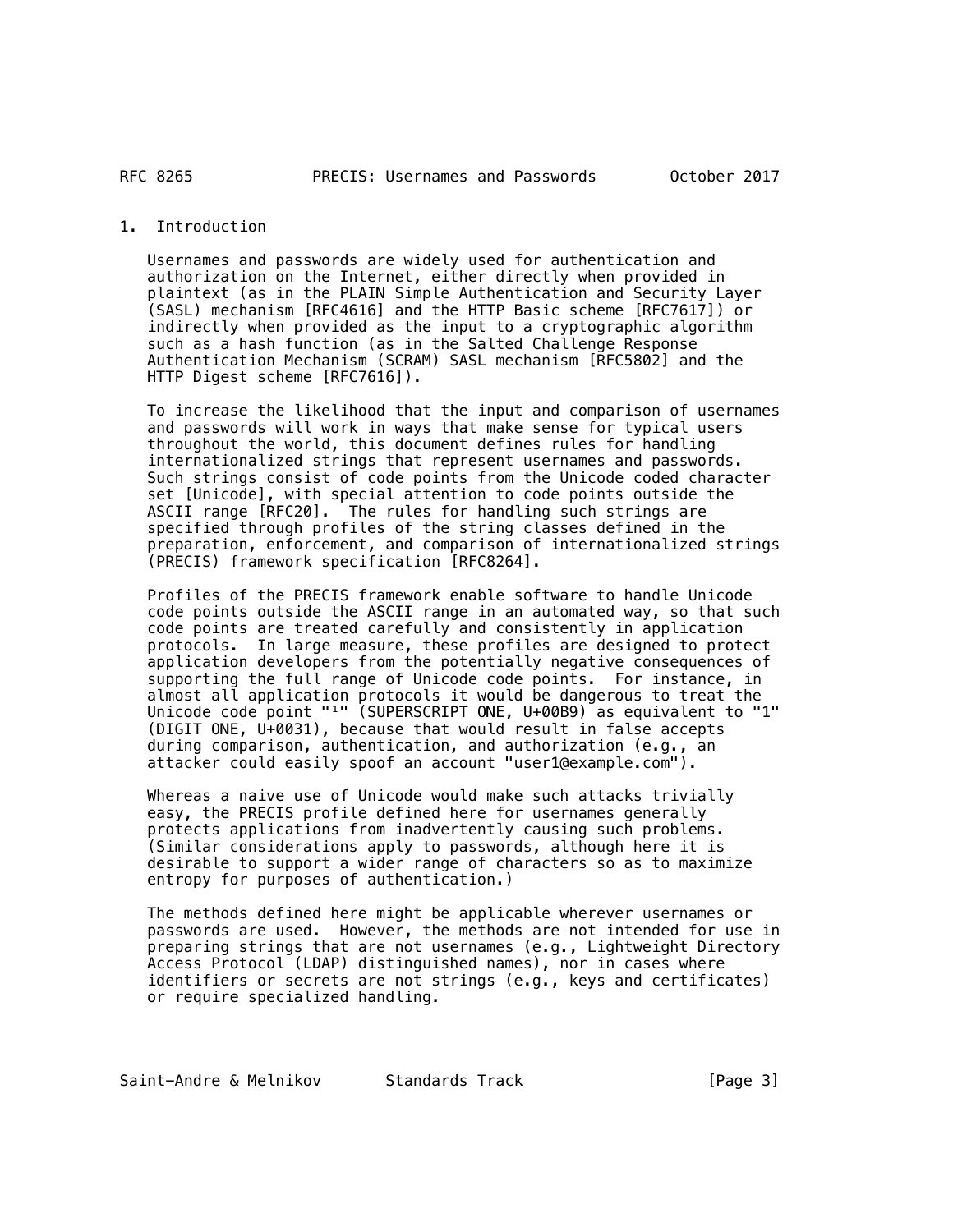# 1. Introduction

Usernames and passwords are widely used for authentication and authorization on the Internet, either directly when provided in plaintext (as in the PLAIN Simple Authentication and Security Layer (SASL) mechanism [RFC4616] and the HTTP Basic scheme [RFC7617]) or indirectly when provided as the input to a cryptographic algorithm such as a hash function (as in the Salted Challenge Response Authentication Mechanism (SCRAM) SASL mechanism [RFC5802] and the HTTP Digest scheme [RFC7616]).

To increase the likelihood that the input and comparison of usernames and passwords will work in ways that make sense for typical users throughout the world, this document defines rules for handling internationalized strings that represent usernames and passwords. Such strings consist of code points from the Unicode coded character set [Unicode], with special attention to code points outside the ASCII range [RFC20]. The rules for handling such strings are specified through profiles of the string classes defined in the preparation, enforcement, and comparison of internationalized strings (PRECIS) framework specification [RFC8264].

Profiles of the PRECIS framework enable software to handle Unicode code points outside the ASCII range in an automated way, so that such code points are treated carefully and consistently in application protocols. In large measure, these profiles are designed to protect application developers from the potentially negative consequences of supporting the full range of Unicode code points. For instance, in almost all application protocols it would be dangerous to treat the Unicode code point "¹" (SUPERSCRIPT ONE, U+00B9) as equivalent to "1" (DIGIT ONE, U+0031), because that would result in false accepts during comparison, authentication, and authorization (e.g., an attacker could easily spoof an account "user1@example.com").

Whereas a naive use of Unicode would make such attacks trivially easy, the PRECIS profile defined here for usernames generally protects applications from inadvertently causing such problems. (Similar considerations apply to passwords, although here it is desirable to support a wider range of characters so as to maximize entropy for purposes of authentication.)

The methods defined here might be applicable wherever usernames or passwords are used. However, the methods are not intended for use in preparing strings that are not usernames (e.g., Lightweight Directory Access Protocol (LDAP) distinguished names), nor in cases where identifiers or secrets are not strings (e.g., keys and certificates) or require specialized handling.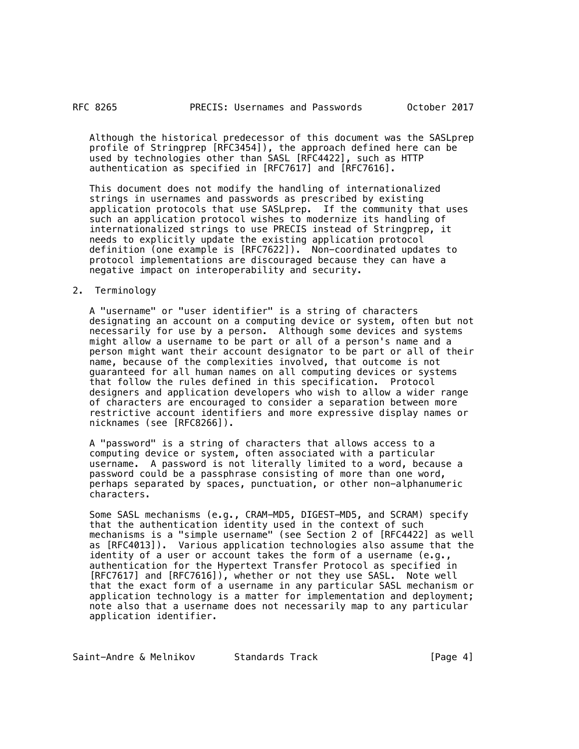Although the historical predecessor of this document was the SASLprep profile of Stringprep [RFC3454]), the approach defined here can be used by technologies other than SASL [RFC4422], such as HTTP authentication as specified in [RFC7617] and [RFC7616].

This document does not modify the handling of internationalized strings in usernames and passwords as prescribed by existing application protocols that use SASLprep. If the community that uses such an application protocol wishes to modernize its handling of internationalized strings to use PRECIS instead of Stringprep, it needs to explicitly update the existing application protocol definition (one example is [RFC7622]). Non-coordinated updates to protocol implementations are discouraged because they can have a negative impact on interoperability and security.

## 2. Terminology

A "username" or "user identifier" is a string of characters designating an account on a computing device or system, often but not necessarily for use by a person. Although some devices and systems might allow a username to be part or all of a person's name and a person might want their account designator to be part or all of their name, because of the complexities involved, that outcome is not guaranteed for all human names on all computing devices or systems that follow the rules defined in this specification. Protocol designers and application developers who wish to allow a wider range of characters are encouraged to consider a separation between more restrictive account identifiers and more expressive display names or nicknames (see [RFC8266]).

A "password" is a string of characters that allows access to a computing device or system, often associated with a particular username. A password is not literally limited to a word, because a password could be a passphrase consisting of more than one word, perhaps separated by spaces, punctuation, or other non-alphanumeric characters.

Some SASL mechanisms (e.g., CRAM-MD5, DIGEST-MD5, and SCRAM) specify that the authentication identity used in the context of such mechanisms is a "simple username" (see Section 2 of [RFC4422] as well as [RFC4013]). Various application technologies also assume that the identity of a user or account takes the form of a username (e.g., authentication for the Hypertext Transfer Protocol as specified in [RFC7617] and [RFC7616]), whether or not they use SASL. Note well that the exact form of a username in any particular SASL mechanism or application technology is a matter for implementation and deployment; note also that a username does not necessarily map to any particular application identifier.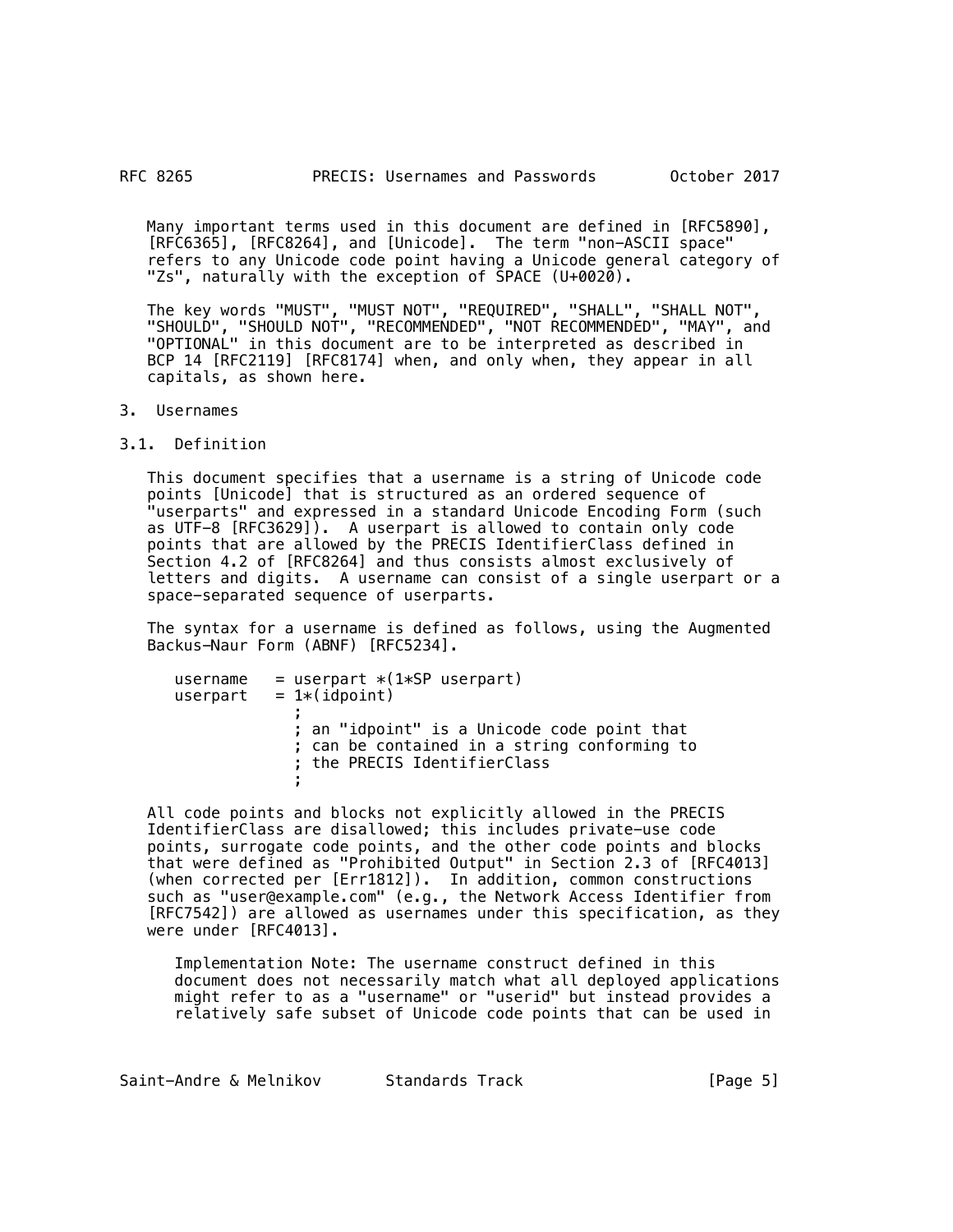Many important terms used in this document are defined in [RFC5890], [RFC6365], [RFC8264], and [Unicode]. The term "non-ASCII space" refers to any Unicode code point having a Unicode general category of "Zs", naturally with the exception of SPACE (U+0020).

The key words "MUST", "MUST NOT", "REQUIRED", "SHALL", "SHALL NOT", "SHOULD", "SHOULD NOT", "RECOMMENDED", "NOT RECOMMENDED", "MAY", and "OPTIONAL" in this document are to be interpreted as described in BCP 14 [RFC2119] [RFC8174] when, and only when, they appear in all capitals, as shown here.

## 3. Usernames

### 3.1. Definition

This document specifies that a username is a string of Unicode code points [Unicode] that is structured as an ordered sequence of "userparts" and expressed in a standard Unicode Encoding Form (such as UTF-8 [RFC3629]). A userpart is allowed to contain only code points that are allowed by the PRECIS IdentifierClass defined in Section 4.2 of [RFC8264] and thus consists almost exclusively of letters and digits. A username can consist of a single userpart or a space-separated sequence of userparts.

The syntax for a username is defined as follows, using the Augmented Backus-Naur Form (ABNF) [RFC5234].

```
username   = userpart *(1*SP userpart)
userpart   = 1*(idpoint)
             ;
             ; an "idpoint" is a Unicode code point that
             ; can be contained in a string conforming to
             ; the PRECIS IdentifierClass
             ;
```

All code points and blocks not explicitly allowed in the PRECIS IdentifierClass are disallowed; this includes private-use code points, surrogate code points, and the other code points and blocks that were defined as "Prohibited Output" in Section 2.3 of [RFC4013] (when corrected per [Err1812]). In addition, common constructions such as "user@example.com" (e.g., the Network Access Identifier from [RFC7542]) are allowed as usernames under this specification, as they were under [RFC4013].

> Implementation Note: The username construct defined in this document does not necessarily match what all deployed applications might refer to as a "username" or "userid" but instead provides a relatively safe subset of Unicode code points that can be used in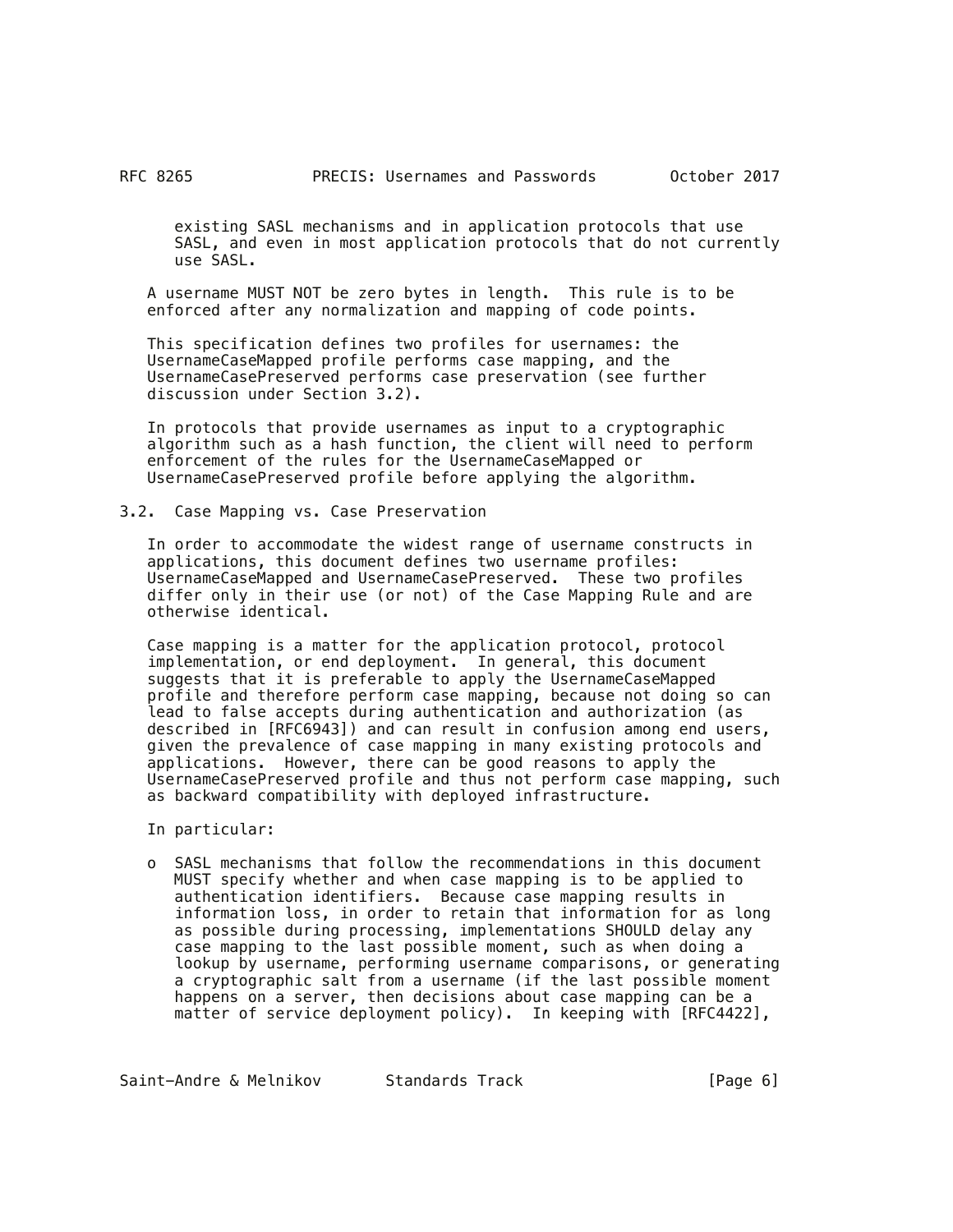existing SASL mechanisms and in application protocols that use SASL, and even in most application protocols that do not currently use SASL.

A username MUST NOT be zero bytes in length. This rule is to be enforced after any normalization and mapping of code points.

This specification defines two profiles for usernames: the UsernameCaseMapped profile performs case mapping, and the UsernameCasePreserved performs case preservation (see further discussion under Section 3.2).

In protocols that provide usernames as input to a cryptographic algorithm such as a hash function, the client will need to perform enforcement of the rules for the UsernameCaseMapped or UsernameCasePreserved profile before applying the algorithm.

## 3.2. Case Mapping vs. Case Preservation

In order to accommodate the widest range of username constructs in applications, this document defines two username profiles: UsernameCaseMapped and UsernameCasePreserved. These two profiles differ only in their use (or not) of the Case Mapping Rule and are otherwise identical.

Case mapping is a matter for the application protocol, protocol implementation, or end deployment. In general, this document suggests that it is preferable to apply the UsernameCaseMapped profile and therefore perform case mapping, because not doing so can lead to false accepts during authentication and authorization (as described in [RFC6943]) and can result in confusion among end users, given the prevalence of case mapping in many existing protocols and applications. However, there can be good reasons to apply the UsernameCasePreserved profile and thus not perform case mapping, such as backward compatibility with deployed infrastructure.

In particular:

- SASL mechanisms that follow the recommendations in this document MUST specify whether and when case mapping is to be applied to authentication identifiers. Because case mapping results in information loss, in order to retain that information for as long as possible during processing, implementations SHOULD delay any case mapping to the last possible moment, such as when doing a lookup by username, performing username comparisons, or generating a cryptographic salt from a username (if the last possible moment happens on a server, then decisions about case mapping can be a matter of service deployment policy). In keeping with [RFC4422],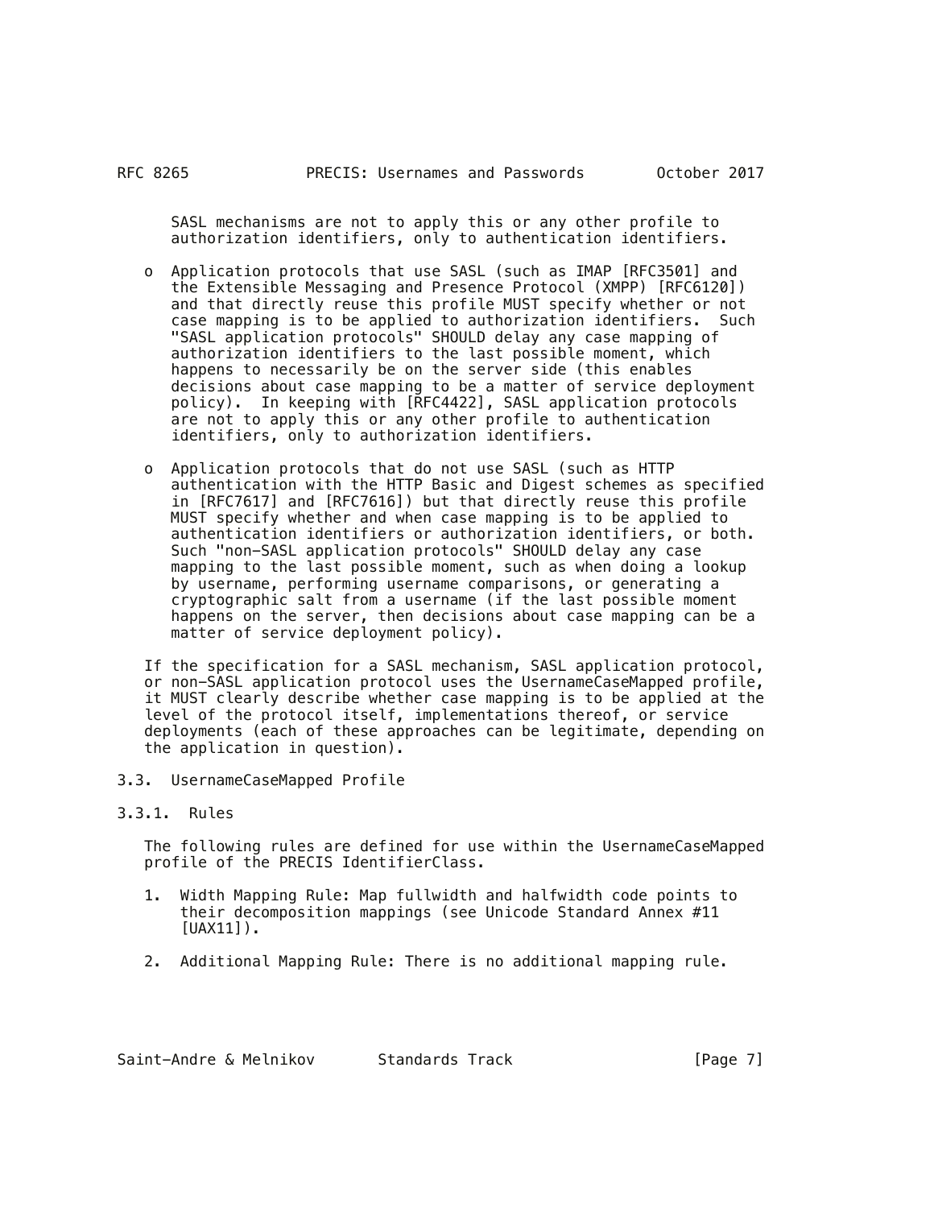SASL mechanisms are not to apply this or any other profile to authorization identifiers, only to authentication identifiers.

- Application protocols that use SASL (such as IMAP [RFC3501] and the Extensible Messaging and Presence Protocol (XMPP) [RFC6120]) and that directly reuse this profile MUST specify whether or not case mapping is to be applied to authorization identifiers. Such "SASL application protocols" SHOULD delay any case mapping of authorization identifiers to the last possible moment, which happens to necessarily be on the server side (this enables decisions about case mapping to be a matter of service deployment policy). In keeping with [RFC4422], SASL application protocols are not to apply this or any other profile to authentication identifiers, only to authorization identifiers.

- Application protocols that do not use SASL (such as HTTP authentication with the HTTP Basic and Digest schemes as specified in [RFC7617] and [RFC7616]) but that directly reuse this profile MUST specify whether and when case mapping is to be applied to authentication identifiers or authorization identifiers, or both. Such "non-SASL application protocols" SHOULD delay any case mapping to the last possible moment, such as when doing a lookup by username, performing username comparisons, or generating a cryptographic salt from a username (if the last possible moment happens on the server, then decisions about case mapping can be a matter of service deployment policy).

If the specification for a SASL mechanism, SASL application protocol, or non-SASL application protocol uses the UsernameCaseMapped profile, it MUST clearly describe whether case mapping is to be applied at the level of the protocol itself, implementations thereof, or service deployments (each of these approaches can be legitimate, depending on the application in question).

## 3.3. UsernameCaseMapped Profile

### 3.3.1. Rules

The following rules are defined for use within the UsernameCaseMapped profile of the PRECIS IdentifierClass.

1. Width Mapping Rule: Map fullwidth and halfwidth code points to their decomposition mappings (see Unicode Standard Annex #11 [UAX11]).

2. Additional Mapping Rule: There is no additional mapping rule.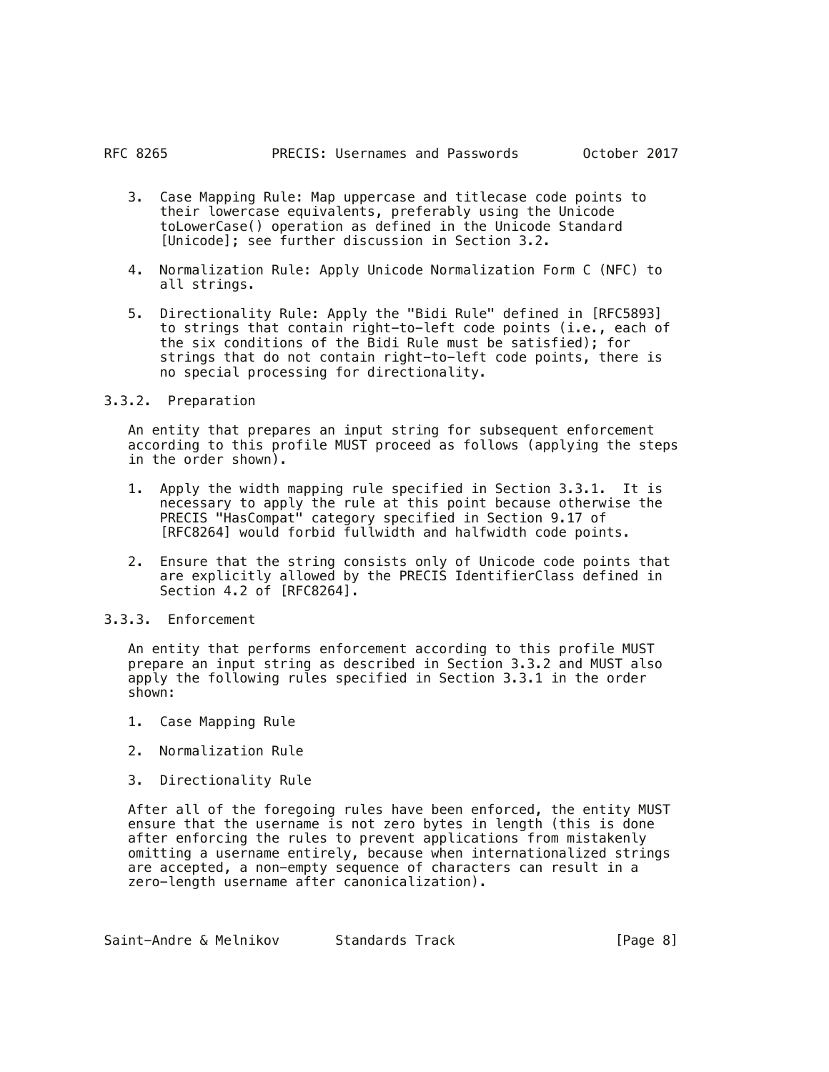3. Case Mapping Rule: Map uppercase and titlecase code points to their lowercase equivalents, preferably using the Unicode toLowerCase() operation as defined in the Unicode Standard [Unicode]; see further discussion in Section 3.2.

4. Normalization Rule: Apply Unicode Normalization Form C (NFC) to all strings.

5. Directionality Rule: Apply the "Bidi Rule" defined in [RFC5893] to strings that contain right-to-left code points (i.e., each of the six conditions of the Bidi Rule must be satisfied); for strings that do not contain right-to-left code points, there is no special processing for directionality.

### 3.3.2. Preparation

An entity that prepares an input string for subsequent enforcement according to this profile MUST proceed as follows (applying the steps in the order shown).

1. Apply the width mapping rule specified in Section 3.3.1. It is necessary to apply the rule at this point because otherwise the PRECIS "HasCompat" category specified in Section 9.17 of [RFC8264] would forbid fullwidth and halfwidth code points.

2. Ensure that the string consists only of Unicode code points that are explicitly allowed by the PRECIS IdentifierClass defined in Section 4.2 of [RFC8264].

### 3.3.3. Enforcement

An entity that performs enforcement according to this profile MUST prepare an input string as described in Section 3.3.2 and MUST also apply the following rules specified in Section 3.3.1 in the order shown:

1. Case Mapping Rule

2. Normalization Rule

3. Directionality Rule

After all of the foregoing rules have been enforced, the entity MUST ensure that the username is not zero bytes in length (this is done after enforcing the rules to prevent applications from mistakenly omitting a username entirely, because when internationalized strings are accepted, a non-empty sequence of characters can result in a zero-length username after canonicalization).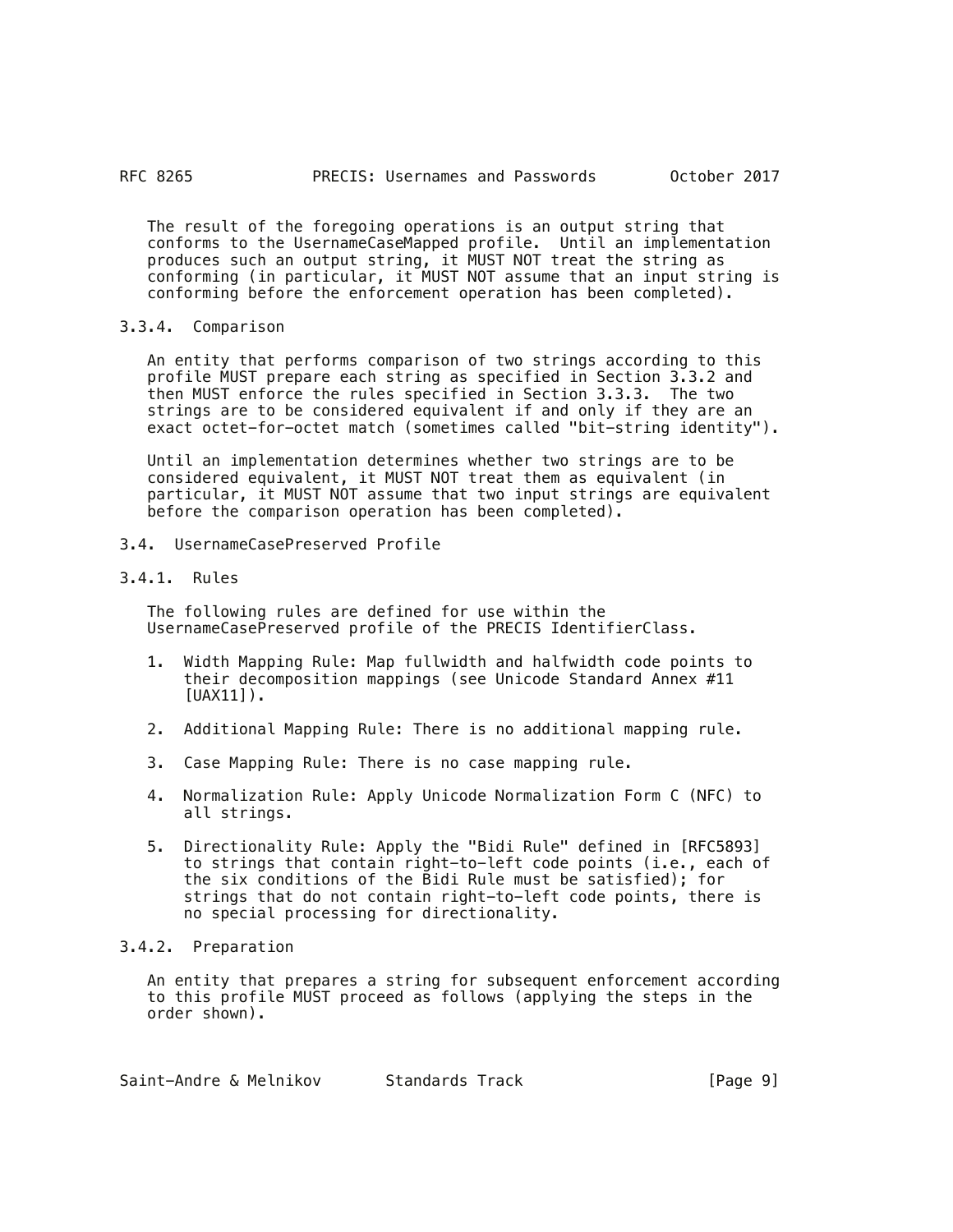The result of the foregoing operations is an output string that conforms to the UsernameCaseMapped profile. Until an implementation produces such an output string, it MUST NOT treat the string as conforming (in particular, it MUST NOT assume that an input string is conforming before the enforcement operation has been completed).

#### 3.3.4. Comparison

An entity that performs comparison of two strings according to this profile MUST prepare each string as specified in Section 3.3.2 and then MUST enforce the rules specified in Section 3.3.3. The two strings are to be considered equivalent if and only if they are an exact octet-for-octet match (sometimes called "bit-string identity").

Until an implementation determines whether two strings are to be considered equivalent, it MUST NOT treat them as equivalent (in particular, it MUST NOT assume that two input strings are equivalent before the comparison operation has been completed).

### 3.4. UsernameCasePreserved Profile

#### 3.4.1. Rules

The following rules are defined for use within the UsernameCasePreserved profile of the PRECIS IdentifierClass.

1. Width Mapping Rule: Map fullwidth and halfwidth code points to their decomposition mappings (see Unicode Standard Annex #11 [UAX11]).

2. Additional Mapping Rule: There is no additional mapping rule.

3. Case Mapping Rule: There is no case mapping rule.

4. Normalization Rule: Apply Unicode Normalization Form C (NFC) to all strings.

5. Directionality Rule: Apply the "Bidi Rule" defined in [RFC5893] to strings that contain right-to-left code points (i.e., each of the six conditions of the Bidi Rule must be satisfied); for strings that do not contain right-to-left code points, there is no special processing for directionality.

#### 3.4.2. Preparation

An entity that prepares a string for subsequent enforcement according to this profile MUST proceed as follows (applying the steps in the order shown).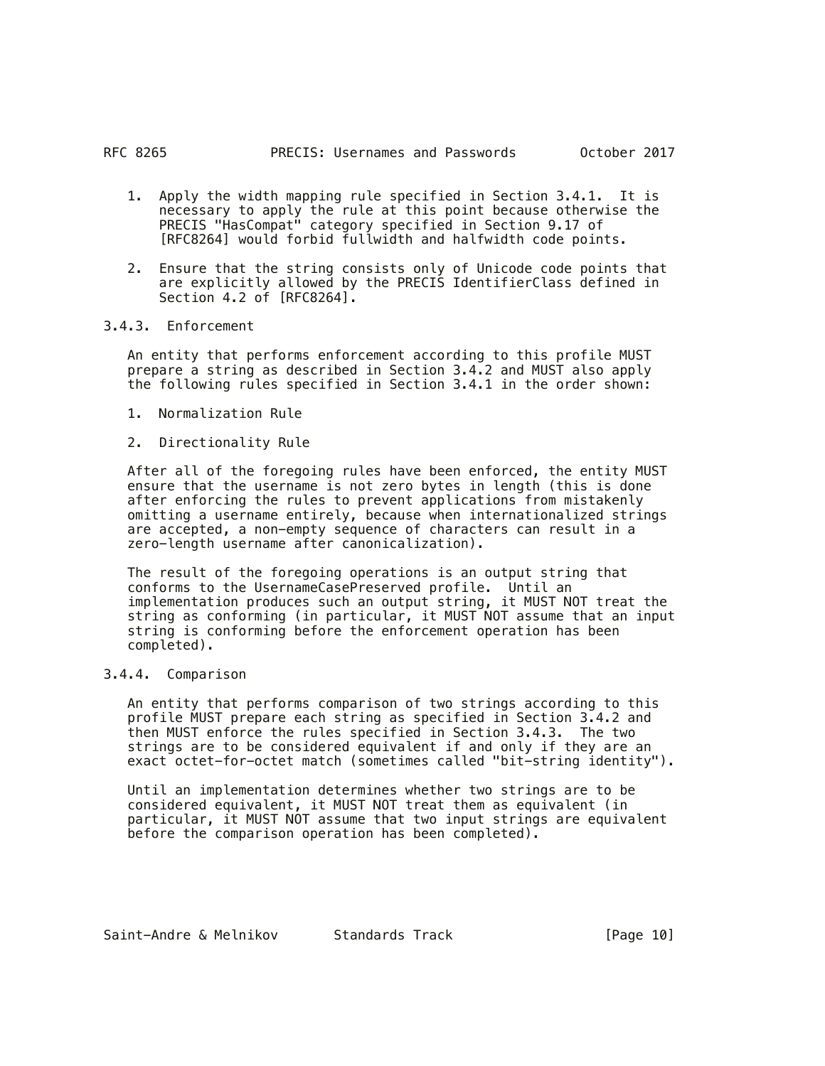1. Apply the width mapping rule specified in Section 3.4.1. It is necessary to apply the rule at this point because otherwise the PRECIS "HasCompat" category specified in Section 9.17 of [RFC8264] would forbid fullwidth and halfwidth code points.

2. Ensure that the string consists only of Unicode code points that are explicitly allowed by the PRECIS IdentifierClass defined in Section 4.2 of [RFC8264].

### 3.4.3. Enforcement

An entity that performs enforcement according to this profile MUST prepare a string as described in Section 3.4.2 and MUST also apply the following rules specified in Section 3.4.1 in the order shown:

1. Normalization Rule

2. Directionality Rule

After all of the foregoing rules have been enforced, the entity MUST ensure that the username is not zero bytes in length (this is done after enforcing the rules to prevent applications from mistakenly omitting a username entirely, because when internationalized strings are accepted, a non-empty sequence of characters can result in a zero-length username after canonicalization).

The result of the foregoing operations is an output string that conforms to the UsernameCasePreserved profile. Until an implementation produces such an output string, it MUST NOT treat the string as conforming (in particular, it MUST NOT assume that an input string is conforming before the enforcement operation has been completed).

### 3.4.4. Comparison

An entity that performs comparison of two strings according to this profile MUST prepare each string as specified in Section 3.4.2 and then MUST enforce the rules specified in Section 3.4.3. The two strings are to be considered equivalent if and only if they are an exact octet-for-octet match (sometimes called "bit-string identity").

Until an implementation determines whether two strings are to be considered equivalent, it MUST NOT treat them as equivalent (in particular, it MUST NOT assume that two input strings are equivalent before the comparison operation has been completed).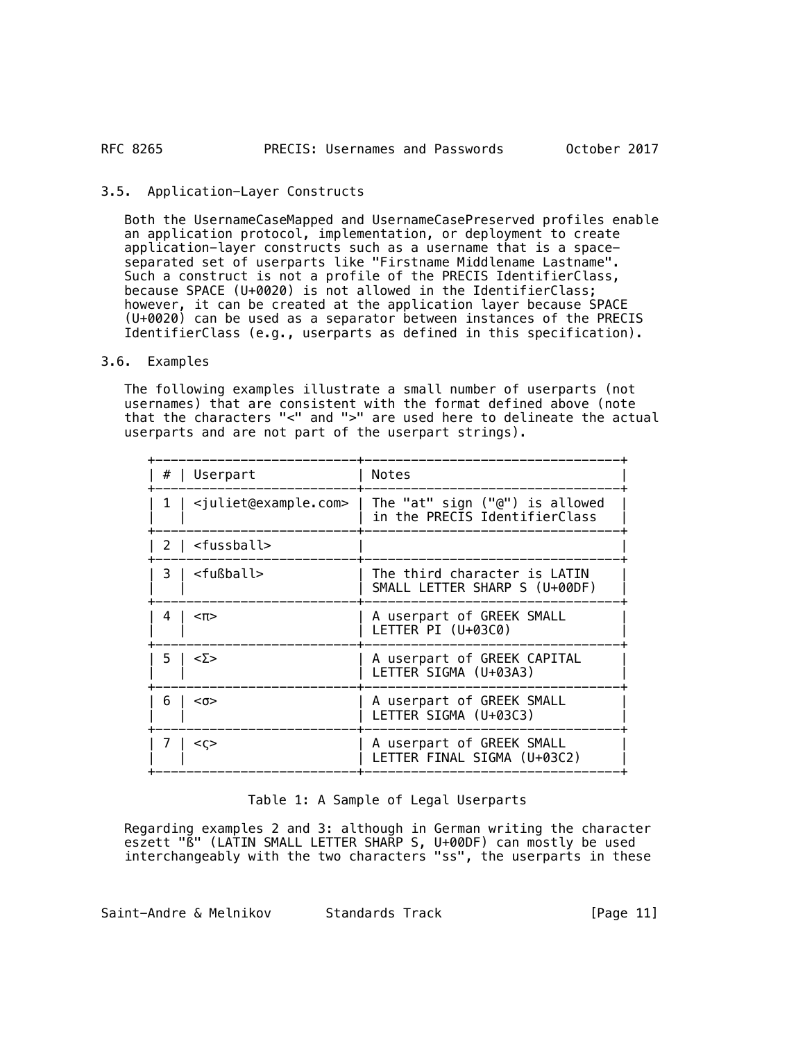### 3.5. Application-Layer Constructs

Both the UsernameCaseMapped and UsernameCasePreserved profiles enable an application protocol, implementation, or deployment to create application-layer constructs such as a username that is a space-separated set of userparts like "Firstname Middlename Lastname". Such a construct is not a profile of the PRECIS IdentifierClass, because SPACE (U+0020) is not allowed in the IdentifierClass; however, it can be created at the application layer because SPACE (U+0020) can be used as a separator between instances of the PRECIS IdentifierClass (e.g., userparts as defined in this specification).

### 3.6. Examples

The following examples illustrate a small number of userparts (not usernames) that are consistent with the format defined above (note that the characters "<" and ">" are used here to delineate the actual userparts and are not part of the userpart strings).

| # | Userpart | Notes |
|---|---|---|
| 1 | <juliet@example.com> | The "at" sign ("@") is allowed in the PRECIS IdentifierClass |
| 2 | <fussball> | |
| 3 | <fußball> | The third character is LATIN SMALL LETTER SHARP S (U+00DF) |
| 4 | <π> | A userpart of GREEK SMALL LETTER PI (U+03C0) |
| 5 | <Σ> | A userpart of GREEK CAPITAL LETTER SIGMA (U+03A3) |
| 6 | <σ> | A userpart of GREEK SMALL LETTER SIGMA (U+03C3) |
| 7 | <ς> | A userpart of GREEK SMALL LETTER FINAL SIGMA (U+03C2) |

Table 1: A Sample of Legal Userparts

Regarding examples 2 and 3: although in German writing the character eszett "ß" (LATIN SMALL LETTER SHARP S, U+00DF) can mostly be used interchangeably with the two characters "ss", the userparts in these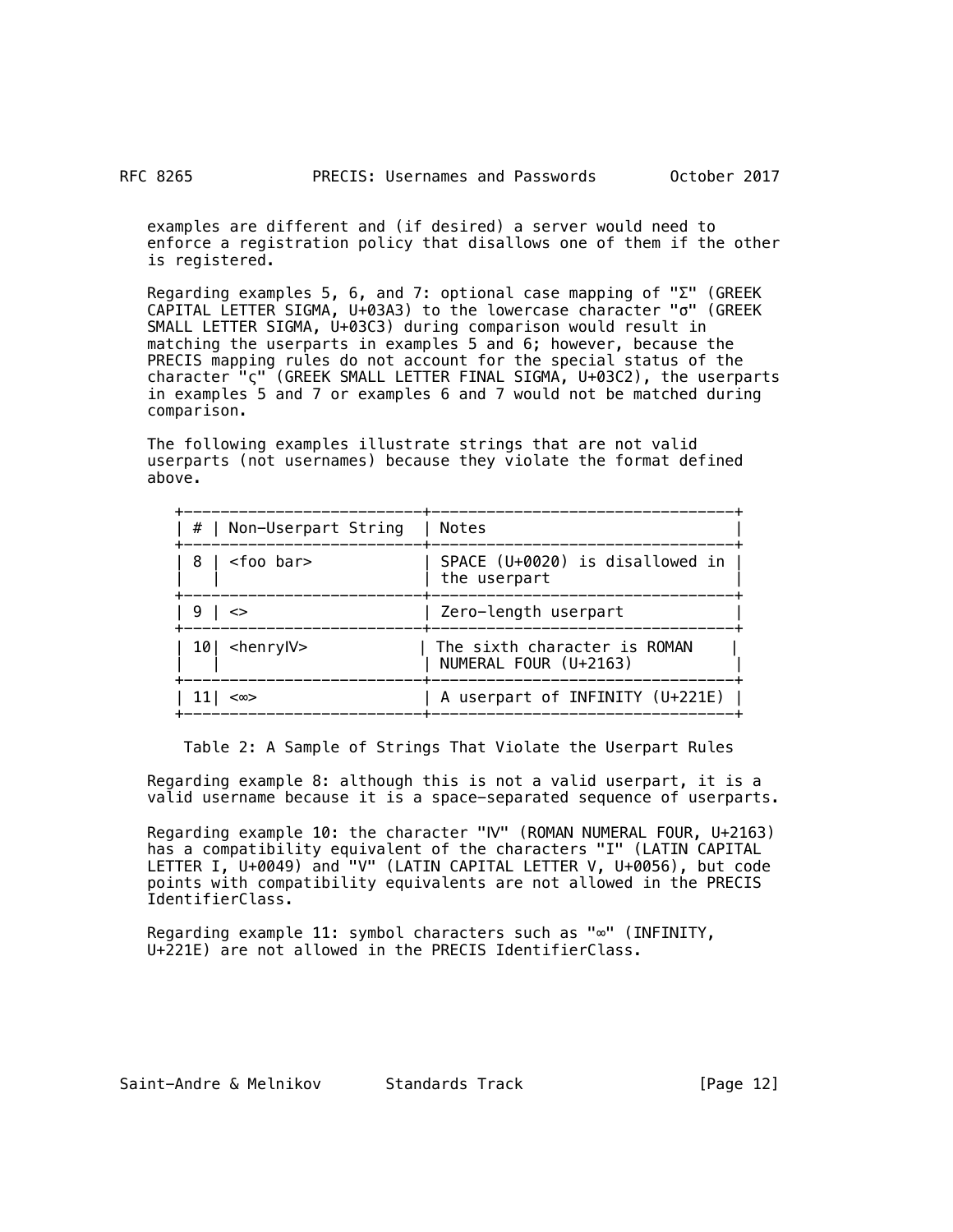examples are different and (if desired) a server would need to enforce a registration policy that disallows one of them if the other is registered.

Regarding examples 5, 6, and 7: optional case mapping of "Σ" (GREEK CAPITAL LETTER SIGMA, U+03A3) to the lowercase character "σ" (GREEK SMALL LETTER SIGMA, U+03C3) during comparison would result in matching the userparts in examples 5 and 6; however, because the PRECIS mapping rules do not account for the special status of the character "ς" (GREEK SMALL LETTER FINAL SIGMA, U+03C2), the userparts in examples 5 and 7 or examples 6 and 7 would not be matched during comparison.

The following examples illustrate strings that are not valid userparts (not usernames) because they violate the format defined above.

| # | Non-Userpart String | Notes |
|---|---|---|
| 8 | <foo bar> | SPACE (U+0020) is disallowed in the userpart |
| 9 | <> | Zero-length userpart |
| 10 | <henryⅣ> | The sixth character is ROMAN NUMERAL FOUR (U+2163) |
| 11 | <∞> | A userpart of INFINITY (U+221E) |

Table 2: A Sample of Strings That Violate the Userpart Rules

Regarding example 8: although this is not a valid userpart, it is a valid username because it is a space-separated sequence of userparts.

Regarding example 10: the character "Ⅳ" (ROMAN NUMERAL FOUR, U+2163) has a compatibility equivalent of the characters "I" (LATIN CAPITAL LETTER I, U+0049) and "V" (LATIN CAPITAL LETTER V, U+0056), but code points with compatibility equivalents are not allowed in the PRECIS IdentifierClass.

Regarding example 11: symbol characters such as "∞" (INFINITY, U+221E) are not allowed in the PRECIS IdentifierClass.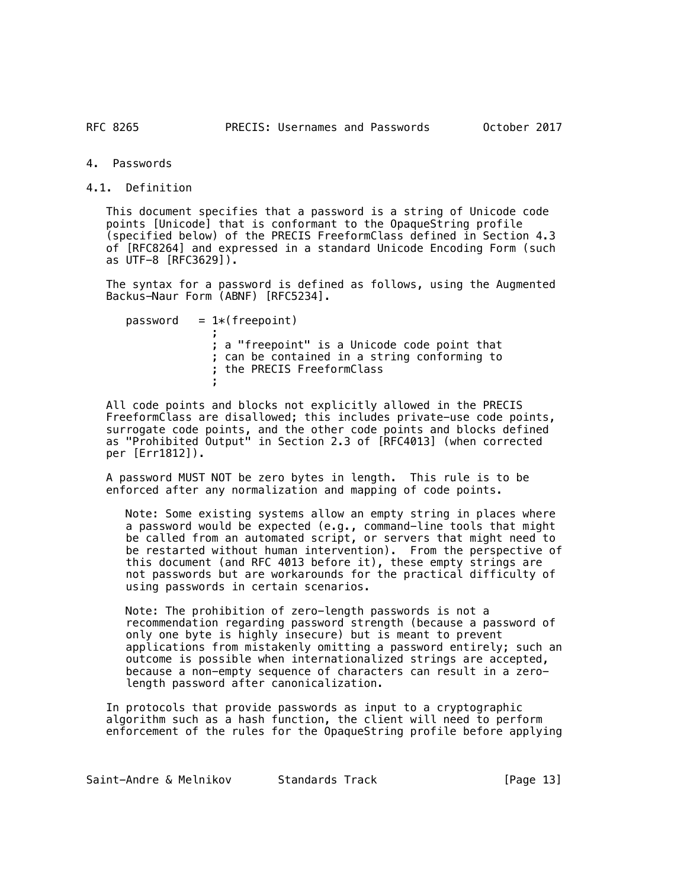# 4. Passwords

## 4.1. Definition

This document specifies that a password is a string of Unicode code points [Unicode] that is conformant to the OpaqueString profile (specified below) of the PRECIS FreeformClass defined in Section 4.3 of [RFC8264] and expressed in a standard Unicode Encoding Form (such as UTF-8 [RFC3629]).

The syntax for a password is defined as follows, using the Augmented Backus-Naur Form (ABNF) [RFC5234].

```
password   = 1*(freepoint)
             ;
             ; a "freepoint" is a Unicode code point that
             ; can be contained in a string conforming to
             ; the PRECIS FreeformClass
             ;
```

All code points and blocks not explicitly allowed in the PRECIS FreeformClass are disallowed; this includes private-use code points, surrogate code points, and the other code points and blocks defined as "Prohibited Output" in Section 2.3 of [RFC4013] (when corrected per [Err1812]).

A password MUST NOT be zero bytes in length. This rule is to be enforced after any normalization and mapping of code points.

> Note: Some existing systems allow an empty string in places where a password would be expected (e.g., command-line tools that might be called from an automated script, or servers that might need to be restarted without human intervention). From the perspective of this document (and RFC 4013 before it), these empty strings are not passwords but are workarounds for the practical difficulty of using passwords in certain scenarios.

> Note: The prohibition of zero-length passwords is not a recommendation regarding password strength (because a password of only one byte is highly insecure) but is meant to prevent applications from mistakenly omitting a password entirely; such an outcome is possible when internationalized strings are accepted, because a non-empty sequence of characters can result in a zero-length password after canonicalization.

In protocols that provide passwords as input to a cryptographic algorithm such as a hash function, the client will need to perform enforcement of the rules for the OpaqueString profile before applying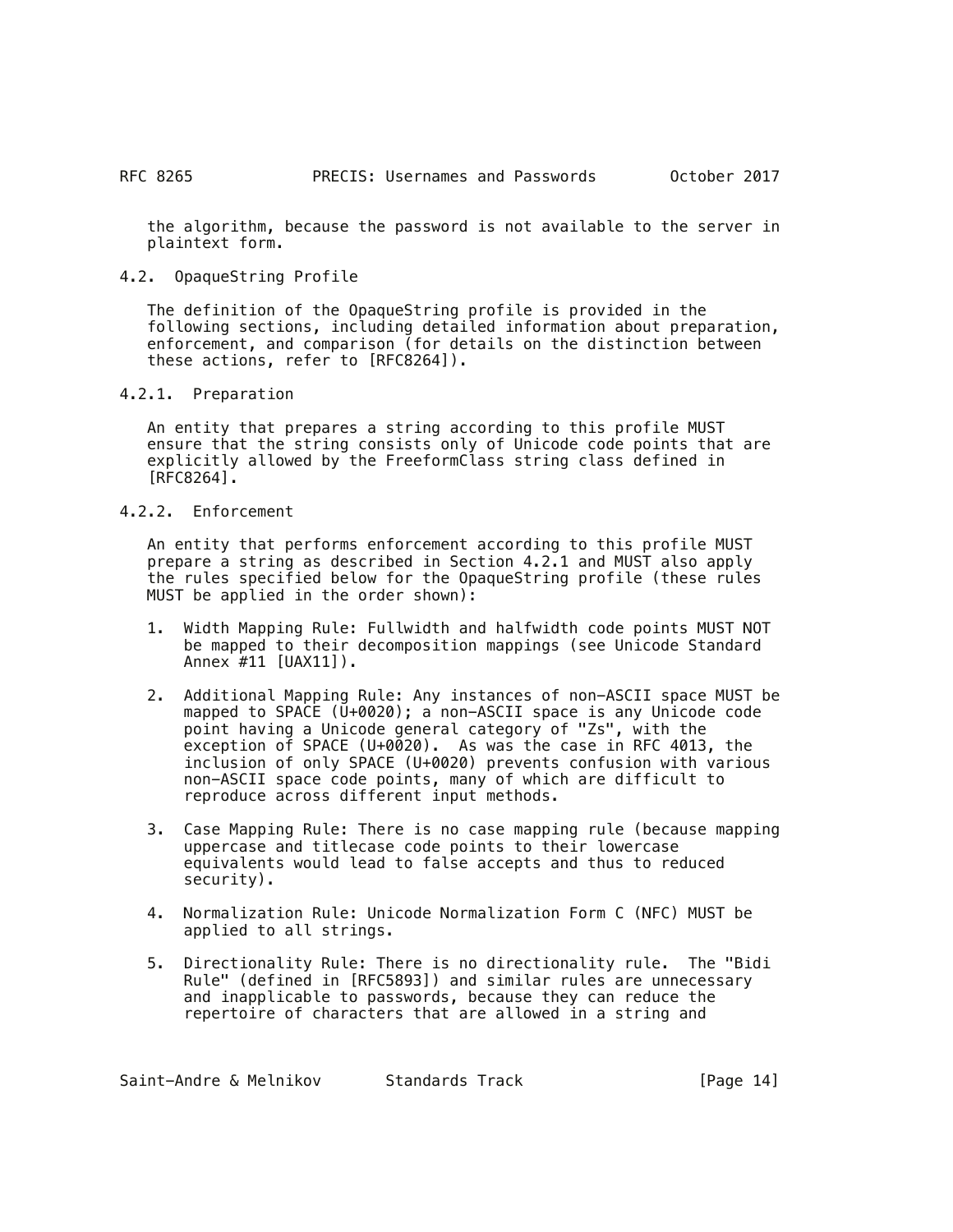the algorithm, because the password is not available to the server in plaintext form.

### 4.2. OpaqueString Profile

The definition of the OpaqueString profile is provided in the following sections, including detailed information about preparation, enforcement, and comparison (for details on the distinction between these actions, refer to [RFC8264]).

#### 4.2.1. Preparation

An entity that prepares a string according to this profile MUST ensure that the string consists only of Unicode code points that are explicitly allowed by the FreeformClass string class defined in [RFC8264].

#### 4.2.2. Enforcement

An entity that performs enforcement according to this profile MUST prepare a string as described in Section 4.2.1 and MUST also apply the rules specified below for the OpaqueString profile (these rules MUST be applied in the order shown):

1. Width Mapping Rule: Fullwidth and halfwidth code points MUST NOT be mapped to their decomposition mappings (see Unicode Standard Annex #11 [UAX11]).

2. Additional Mapping Rule: Any instances of non-ASCII space MUST be mapped to SPACE (U+0020); a non-ASCII space is any Unicode code point having a Unicode general category of "Zs", with the exception of SPACE (U+0020). As was the case in RFC 4013, the inclusion of only SPACE (U+0020) prevents confusion with various non-ASCII space code points, many of which are difficult to reproduce across different input methods.

3. Case Mapping Rule: There is no case mapping rule (because mapping uppercase and titlecase code points to their lowercase equivalents would lead to false accepts and thus to reduced security).

4. Normalization Rule: Unicode Normalization Form C (NFC) MUST be applied to all strings.

5. Directionality Rule: There is no directionality rule. The "Bidi Rule" (defined in [RFC5893]) and similar rules are unnecessary and inapplicable to passwords, because they can reduce the repertoire of characters that are allowed in a string and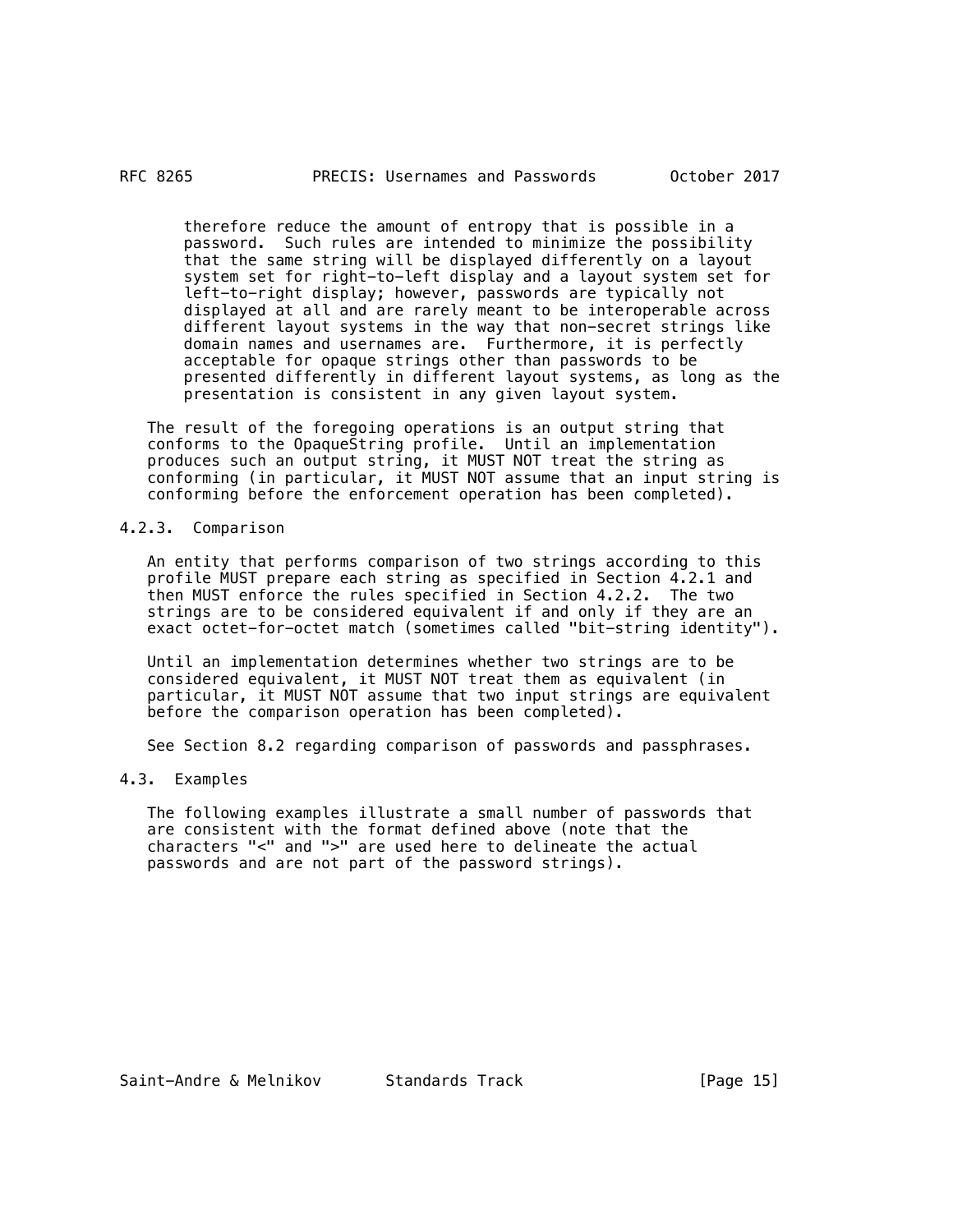therefore reduce the amount of entropy that is possible in a password. Such rules are intended to minimize the possibility that the same string will be displayed differently on a layout system set for right-to-left display and a layout system set for left-to-right display; however, passwords are typically not displayed at all and are rarely meant to be interoperable across different layout systems in the way that non-secret strings like domain names and usernames are. Furthermore, it is perfectly acceptable for opaque strings other than passwords to be presented differently in different layout systems, as long as the presentation is consistent in any given layout system.

The result of the foregoing operations is an output string that conforms to the OpaqueString profile. Until an implementation produces such an output string, it MUST NOT treat the string as conforming (in particular, it MUST NOT assume that an input string is conforming before the enforcement operation has been completed).

#### 4.2.3. Comparison

An entity that performs comparison of two strings according to this profile MUST prepare each string as specified in Section 4.2.1 and then MUST enforce the rules specified in Section 4.2.2. The two strings are to be considered equivalent if and only if they are an exact octet-for-octet match (sometimes called "bit-string identity").

Until an implementation determines whether two strings are to be considered equivalent, it MUST NOT treat them as equivalent (in particular, it MUST NOT assume that two input strings are equivalent before the comparison operation has been completed).

See Section 8.2 regarding comparison of passwords and passphrases.

### 4.3. Examples

The following examples illustrate a small number of passwords that are consistent with the format defined above (note that the characters "<" and ">" are used here to delineate the actual passwords and are not part of the password strings).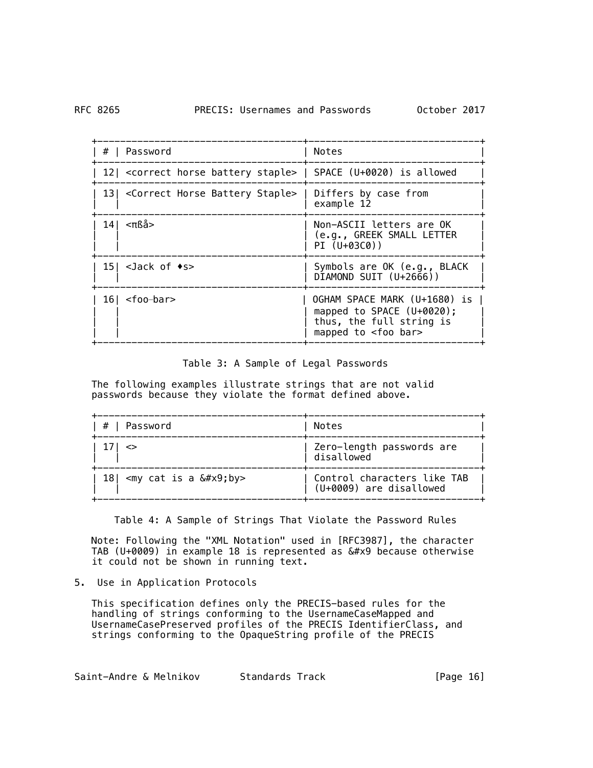| # | Password | Notes |
| --- | --- | --- |
| 12 | <correct horse battery staple> | SPACE (U+0020) is allowed |
| 13 | <Correct Horse Battery Staple> | Differs by case from example 12 |
| 14 | <πßå> | Non-ASCII letters are OK (e.g., GREEK SMALL LETTER PI (U+03C0)) |
| 15 | <Jack of ♦s> | Symbols are OK (e.g., BLACK DIAMOND SUIT (U+2666)) |
| 16 | <foo bar> | OGHAM SPACE MARK (U+1680) is mapped to SPACE (U+0020); thus, the full string is mapped to <foo bar> |

Table 3: A Sample of Legal Passwords

The following examples illustrate strings that are not valid passwords because they violate the format defined above.

| # | Password | Notes |
| --- | --- | --- |
| 17 | <> | Zero-length passwords are disallowed |
| 18 | <my cat is a &#x9;by> | Control characters like TAB (U+0009) are disallowed |

Table 4: A Sample of Strings That Violate the Password Rules

Note: Following the "XML Notation" used in [RFC3987], the character TAB (U+0009) in example 18 is represented as &#x9 because otherwise it could not be shown in running text.

## 5. Use in Application Protocols

This specification defines only the PRECIS-based rules for the handling of strings conforming to the UsernameCaseMapped and UsernameCasePreserved profiles of the PRECIS IdentifierClass, and strings conforming to the OpaqueString profile of the PRECIS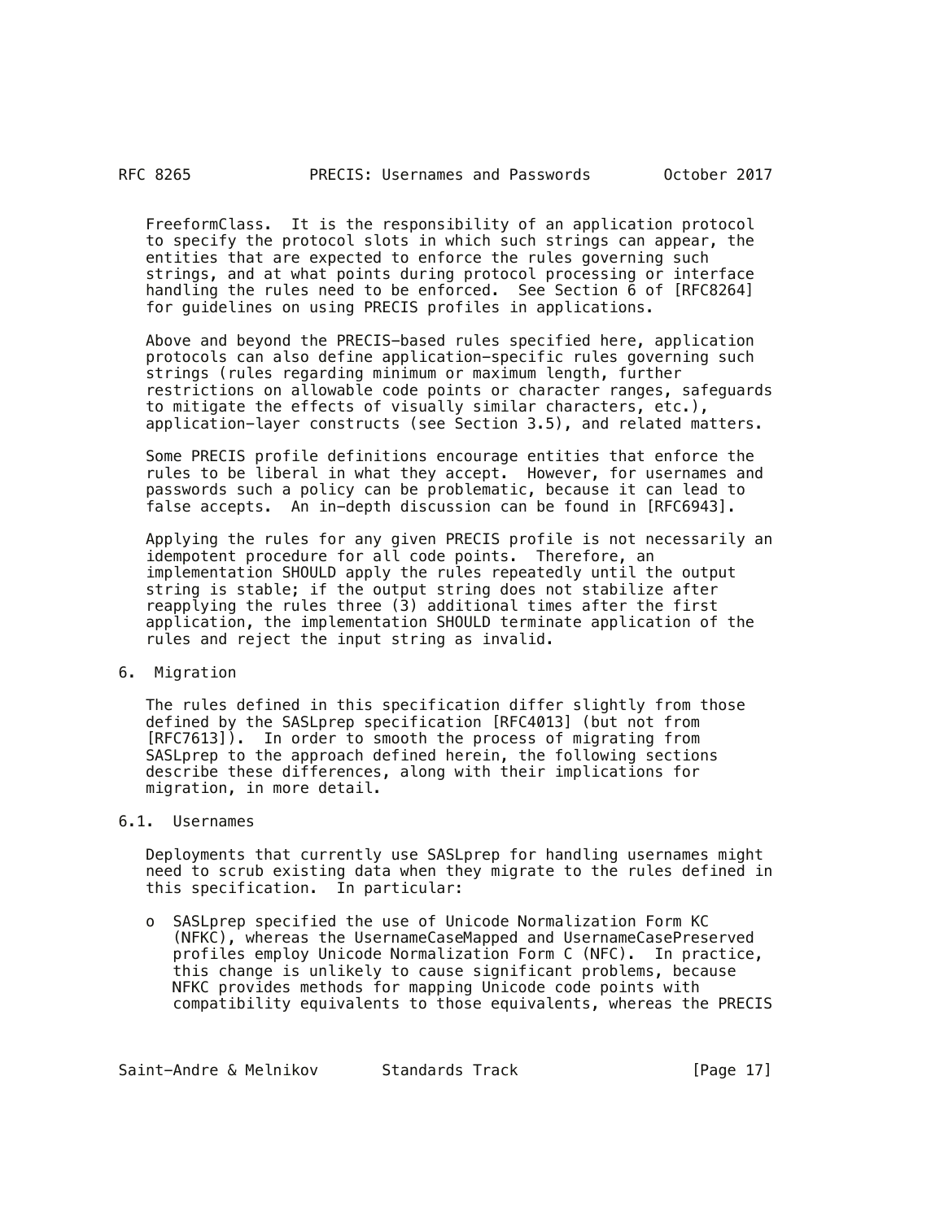FreeformClass. It is the responsibility of an application protocol to specify the protocol slots in which such strings can appear, the entities that are expected to enforce the rules governing such strings, and at what points during protocol processing or interface handling the rules need to be enforced. See Section 6 of [RFC8264] for guidelines on using PRECIS profiles in applications.

Above and beyond the PRECIS-based rules specified here, application protocols can also define application-specific rules governing such strings (rules regarding minimum or maximum length, further restrictions on allowable code points or character ranges, safeguards to mitigate the effects of visually similar characters, etc.), application-layer constructs (see Section 3.5), and related matters.

Some PRECIS profile definitions encourage entities that enforce the rules to be liberal in what they accept. However, for usernames and passwords such a policy can be problematic, because it can lead to false accepts. An in-depth discussion can be found in [RFC6943].

Applying the rules for any given PRECIS profile is not necessarily an idempotent procedure for all code points. Therefore, an implementation SHOULD apply the rules repeatedly until the output string is stable; if the output string does not stabilize after reapplying the rules three (3) additional times after the first application, the implementation SHOULD terminate application of the rules and reject the input string as invalid.

## 6. Migration

The rules defined in this specification differ slightly from those defined by the SASLprep specification [RFC4013] (but not from [RFC7613]). In order to smooth the process of migrating from SASLprep to the approach defined herein, the following sections describe these differences, along with their implications for migration, in more detail.

### 6.1. Usernames

Deployments that currently use SASLprep for handling usernames might need to scrub existing data when they migrate to the rules defined in this specification. In particular:

- SASLprep specified the use of Unicode Normalization Form KC (NFKC), whereas the UsernameCaseMapped and UsernameCasePreserved profiles employ Unicode Normalization Form C (NFC). In practice, this change is unlikely to cause significant problems, because NFKC provides methods for mapping Unicode code points with compatibility equivalents to those equivalents, whereas the PRECIS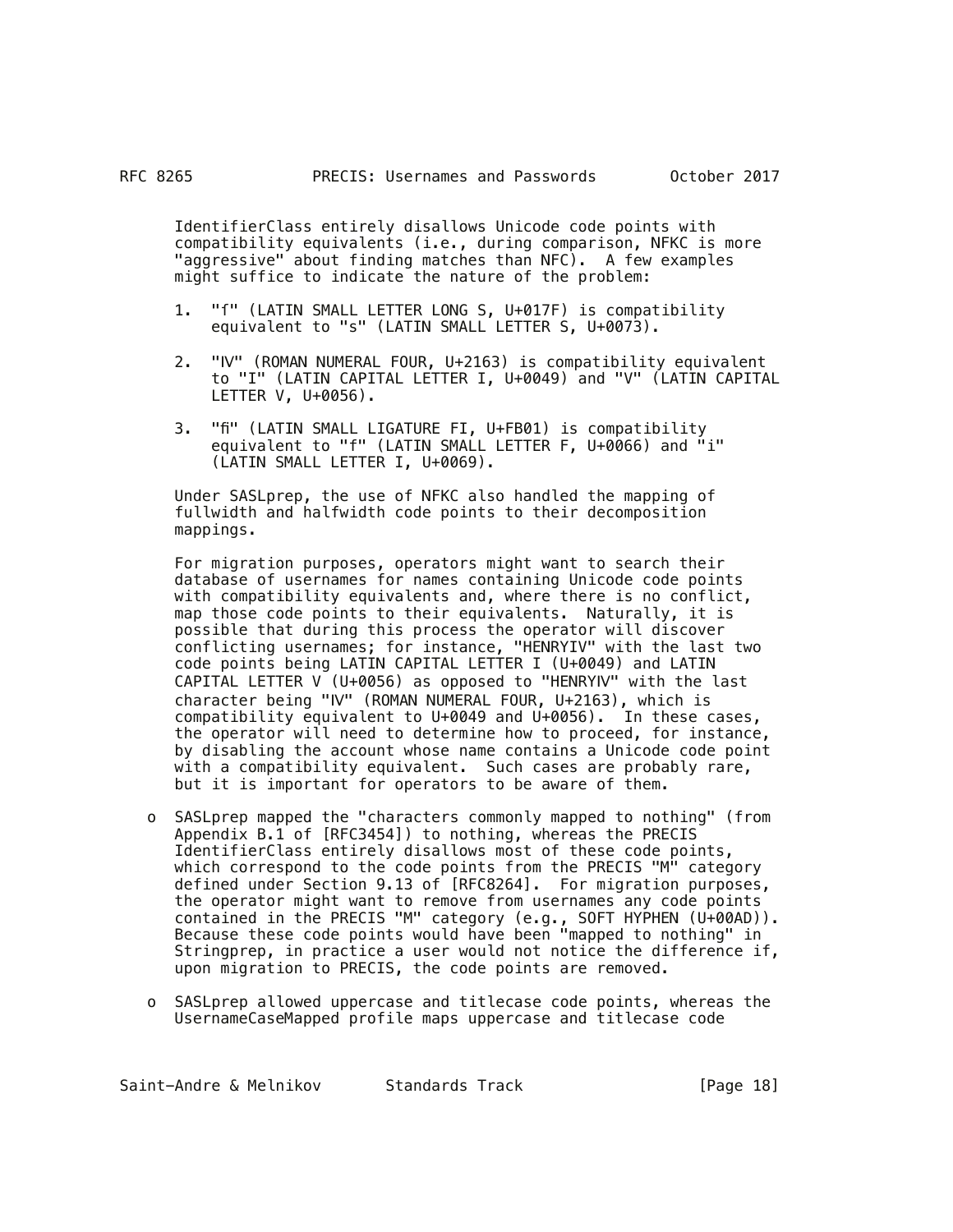IdentifierClass entirely disallows Unicode code points with compatibility equivalents (i.e., during comparison, NFKC is more "aggressive" about finding matches than NFC). A few examples might suffice to indicate the nature of the problem:

1. "ſ" (LATIN SMALL LETTER LONG S, U+017F) is compatibility equivalent to "s" (LATIN SMALL LETTER S, U+0073).

2. "Ⅳ" (ROMAN NUMERAL FOUR, U+2163) is compatibility equivalent to "I" (LATIN CAPITAL LETTER I, U+0049) and "V" (LATIN CAPITAL LETTER V, U+0056).

3. "ﬁ" (LATIN SMALL LIGATURE FI, U+FB01) is compatibility equivalent to "f" (LATIN SMALL LETTER F, U+0066) and "i" (LATIN SMALL LETTER I, U+0069).

Under SASLprep, the use of NFKC also handled the mapping of fullwidth and halfwidth code points to their decomposition mappings.

For migration purposes, operators might want to search their database of usernames for names containing Unicode code points with compatibility equivalents and, where there is no conflict, map those code points to their equivalents. Naturally, it is possible that during this process the operator will discover conflicting usernames; for instance, "HENRYIV" with the last two code points being LATIN CAPITAL LETTER I (U+0049) and LATIN CAPITAL LETTER V (U+0056) as opposed to "HENRYⅣ" with the last character being "Ⅳ" (ROMAN NUMERAL FOUR, U+2163), which is compatibility equivalent to U+0049 and U+0056). In these cases, the operator will need to determine how to proceed, for instance, by disabling the account whose name contains a Unicode code point with a compatibility equivalent. Such cases are probably rare, but it is important for operators to be aware of them.

- SASLprep mapped the "characters commonly mapped to nothing" (from Appendix B.1 of [RFC3454]) to nothing, whereas the PRECIS IdentifierClass entirely disallows most of these code points, which correspond to the code points from the PRECIS "M" category defined under Section 9.13 of [RFC8264]. For migration purposes, the operator might want to remove from usernames any code points contained in the PRECIS "M" category (e.g., SOFT HYPHEN (U+00AD)). Because these code points would have been "mapped to nothing" in Stringprep, in practice a user would not notice the difference if, upon migration to PRECIS, the code points are removed.

- SASLprep allowed uppercase and titlecase code points, whereas the UsernameCaseMapped profile maps uppercase and titlecase code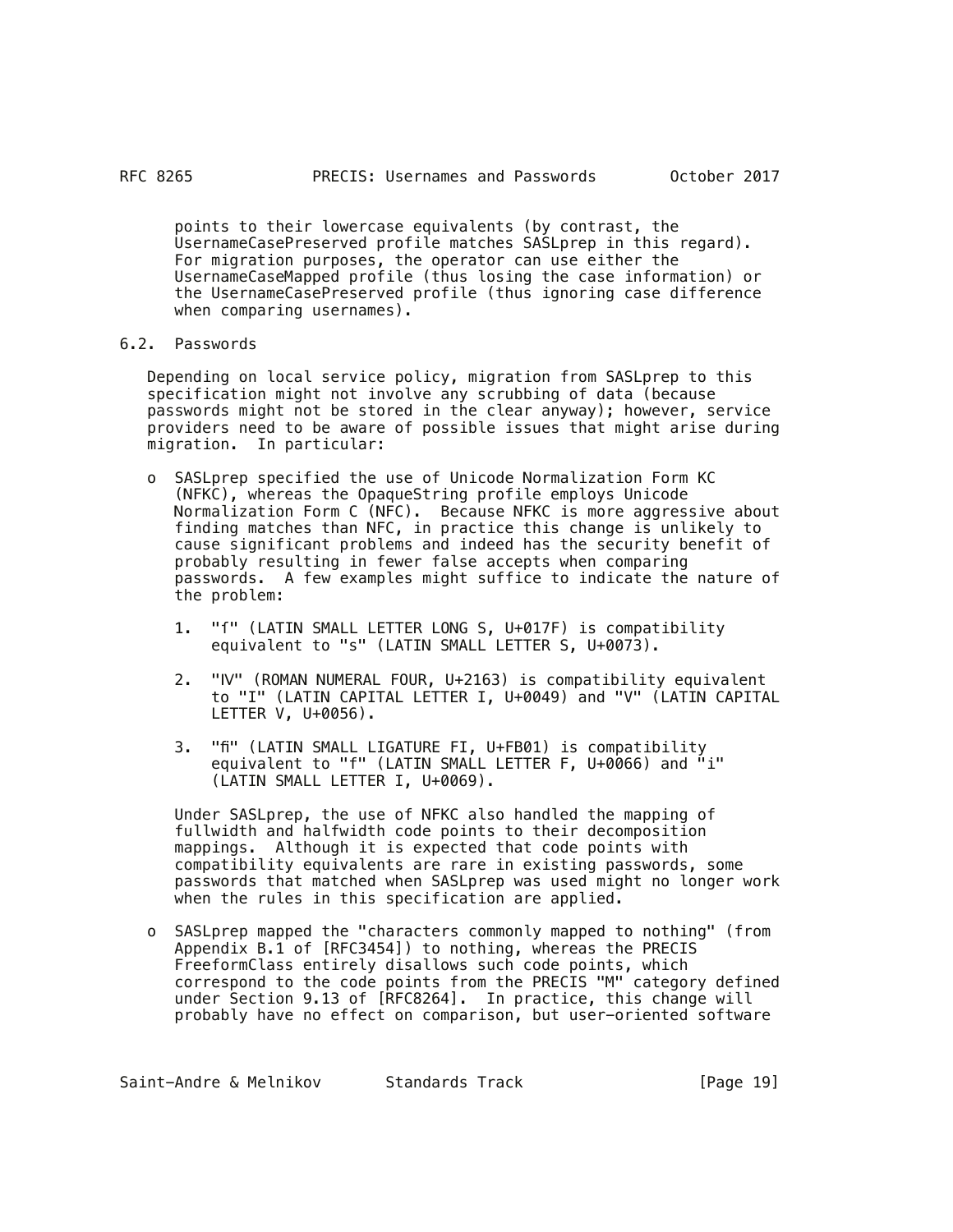points to their lowercase equivalents (by contrast, the UsernameCasePreserved profile matches SASLprep in this regard). For migration purposes, the operator can use either the UsernameCaseMapped profile (thus losing the case information) or the UsernameCasePreserved profile (thus ignoring case difference when comparing usernames).

## 6.2. Passwords

Depending on local service policy, migration from SASLprep to this specification might not involve any scrubbing of data (because passwords might not be stored in the clear anyway); however, service providers need to be aware of possible issues that might arise during migration. In particular:

- SASLprep specified the use of Unicode Normalization Form KC (NFKC), whereas the OpaqueString profile employs Unicode Normalization Form C (NFC). Because NFKC is more aggressive about finding matches than NFC, in practice this change is unlikely to cause significant problems and indeed has the security benefit of probably resulting in fewer false accepts when comparing passwords. A few examples might suffice to indicate the nature of the problem:

  1. "ſ" (LATIN SMALL LETTER LONG S, U+017F) is compatibility equivalent to "s" (LATIN SMALL LETTER S, U+0073).

  2. "Ⅳ" (ROMAN NUMERAL FOUR, U+2163) is compatibility equivalent to "I" (LATIN CAPITAL LETTER I, U+0049) and "V" (LATIN CAPITAL LETTER V, U+0056).

  3. "ﬁ" (LATIN SMALL LIGATURE FI, U+FB01) is compatibility equivalent to "f" (LATIN SMALL LETTER F, U+0066) and "i" (LATIN SMALL LETTER I, U+0069).

  Under SASLprep, the use of NFKC also handled the mapping of fullwidth and halfwidth code points to their decomposition mappings. Although it is expected that code points with compatibility equivalents are rare in existing passwords, some passwords that matched when SASLprep was used might no longer work when the rules in this specification are applied.

- SASLprep mapped the "characters commonly mapped to nothing" (from Appendix B.1 of [RFC3454]) to nothing, whereas the PRECIS FreeformClass entirely disallows such code points, which correspond to the code points from the PRECIS "M" category defined under Section 9.13 of [RFC8264]. In practice, this change will probably have no effect on comparison, but user-oriented software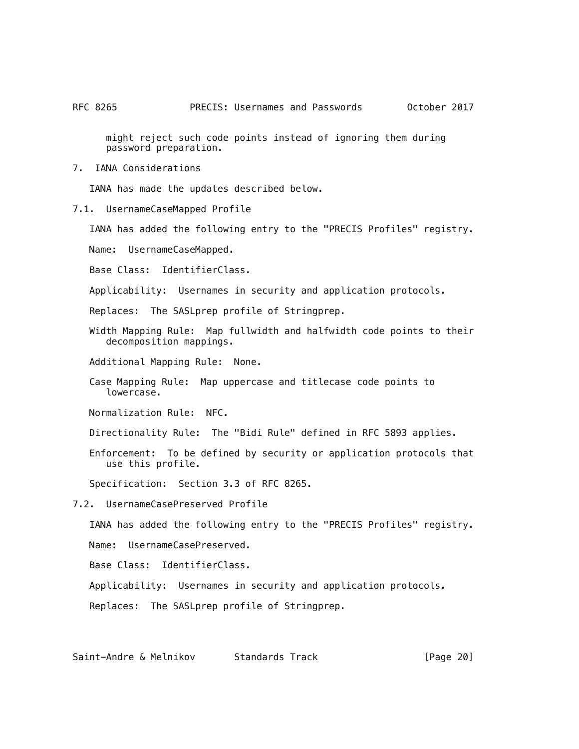might reject such code points instead of ignoring them during password preparation.

## 7. IANA Considerations

IANA has made the updates described below.

### 7.1. UsernameCaseMapped Profile

IANA has added the following entry to the "PRECIS Profiles" registry.

Name: UsernameCaseMapped.

Base Class: IdentifierClass.

Applicability: Usernames in security and application protocols.

Replaces: The SASLprep profile of Stringprep.

Width Mapping Rule: Map fullwidth and halfwidth code points to their decomposition mappings.

Additional Mapping Rule: None.

Case Mapping Rule: Map uppercase and titlecase code points to lowercase.

Normalization Rule: NFC.

Directionality Rule: The "Bidi Rule" defined in RFC 5893 applies.

Enforcement: To be defined by security or application protocols that use this profile.

Specification: Section 3.3 of RFC 8265.

### 7.2. UsernameCasePreserved Profile

IANA has added the following entry to the "PRECIS Profiles" registry.

Name: UsernameCasePreserved.

Base Class: IdentifierClass.

Applicability: Usernames in security and application protocols.

Replaces: The SASLprep profile of Stringprep.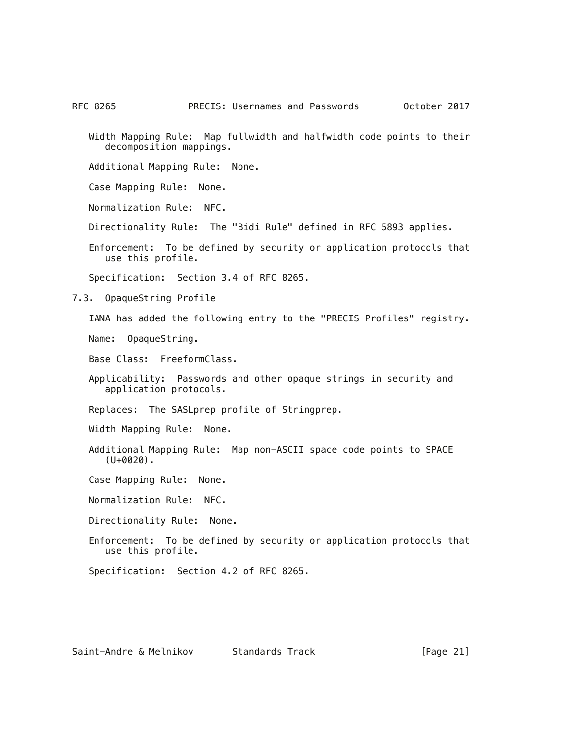Width Mapping Rule: Map fullwidth and halfwidth code points to their decomposition mappings.

Additional Mapping Rule: None.

Case Mapping Rule: None.

Normalization Rule: NFC.

Directionality Rule: The "Bidi Rule" defined in RFC 5893 applies.

Enforcement: To be defined by security or application protocols that use this profile.

Specification: Section 3.4 of RFC 8265.

## 7.3. OpaqueString Profile

IANA has added the following entry to the "PRECIS Profiles" registry.

Name: OpaqueString.

Base Class: FreeformClass.

Applicability: Passwords and other opaque strings in security and application protocols.

Replaces: The SASLprep profile of Stringprep.

Width Mapping Rule: None.

Additional Mapping Rule: Map non-ASCII space code points to SPACE (U+0020).

Case Mapping Rule: None.

Normalization Rule: NFC.

Directionality Rule: None.

Enforcement: To be defined by security or application protocols that use this profile.

Specification: Section 4.2 of RFC 8265.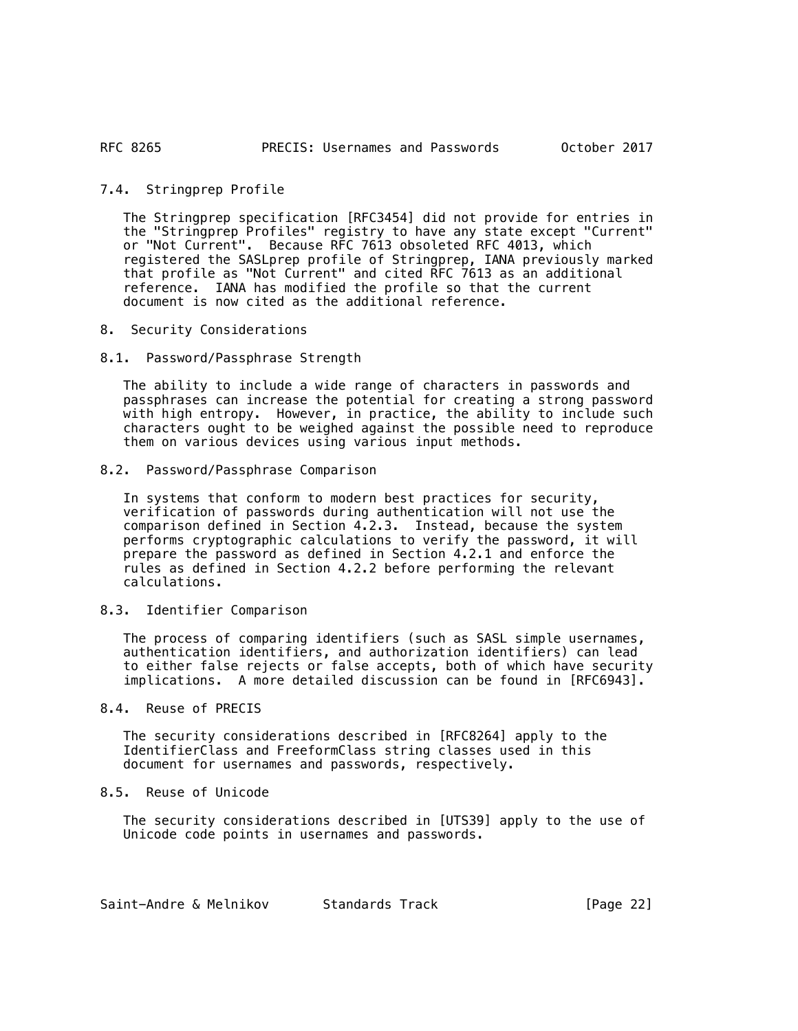### 7.4. Stringprep Profile

The Stringprep specification [RFC3454] did not provide for entries in the "Stringprep Profiles" registry to have any state except "Current" or "Not Current". Because RFC 7613 obsoleted RFC 4013, which registered the SASLprep profile of Stringprep, IANA previously marked that profile as "Not Current" and cited RFC 7613 as an additional reference. IANA has modified the profile so that the current document is now cited as the additional reference.

## 8. Security Considerations

### 8.1. Password/Passphrase Strength

The ability to include a wide range of characters in passwords and passphrases can increase the potential for creating a strong password with high entropy. However, in practice, the ability to include such characters ought to be weighed against the possible need to reproduce them on various devices using various input methods.

### 8.2. Password/Passphrase Comparison

In systems that conform to modern best practices for security, verification of passwords during authentication will not use the comparison defined in Section 4.2.3. Instead, because the system performs cryptographic calculations to verify the password, it will prepare the password as defined in Section 4.2.1 and enforce the rules as defined in Section 4.2.2 before performing the relevant calculations.

### 8.3. Identifier Comparison

The process of comparing identifiers (such as SASL simple usernames, authentication identifiers, and authorization identifiers) can lead to either false rejects or false accepts, both of which have security implications. A more detailed discussion can be found in [RFC6943].

### 8.4. Reuse of PRECIS

The security considerations described in [RFC8264] apply to the IdentifierClass and FreeformClass string classes used in this document for usernames and passwords, respectively.

### 8.5. Reuse of Unicode

The security considerations described in [UTS39] apply to the use of Unicode code points in usernames and passwords.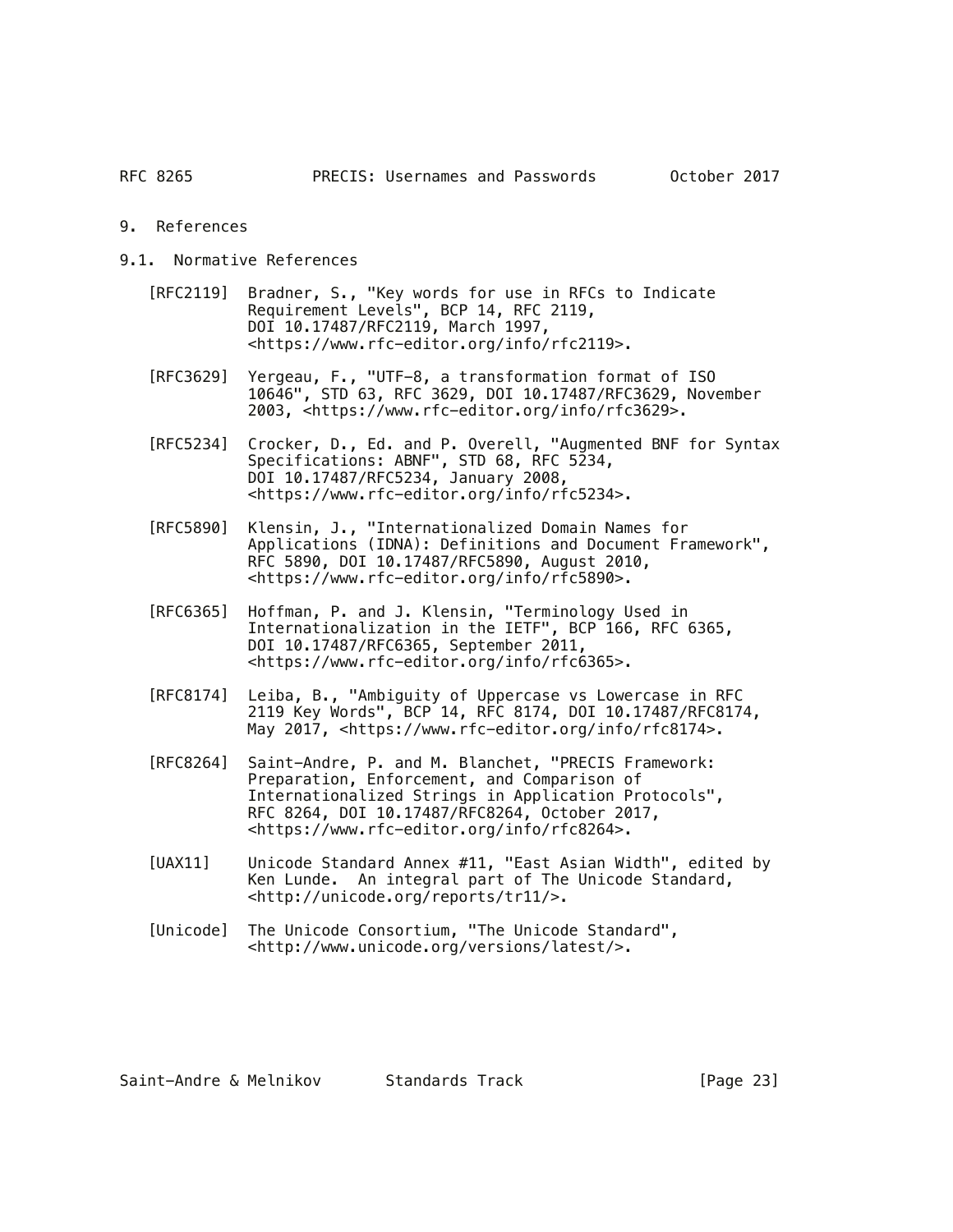# 9. References

## 9.1. Normative References

[RFC2119] Bradner, S., "Key words for use in RFCs to Indicate Requirement Levels", BCP 14, RFC 2119, DOI 10.17487/RFC2119, March 1997, <https://www.rfc-editor.org/info/rfc2119>.

[RFC3629] Yergeau, F., "UTF-8, a transformation format of ISO 10646", STD 63, RFC 3629, DOI 10.17487/RFC3629, November 2003, <https://www.rfc-editor.org/info/rfc3629>.

[RFC5234] Crocker, D., Ed. and P. Overell, "Augmented BNF for Syntax Specifications: ABNF", STD 68, RFC 5234, DOI 10.17487/RFC5234, January 2008, <https://www.rfc-editor.org/info/rfc5234>.

[RFC5890] Klensin, J., "Internationalized Domain Names for Applications (IDNA): Definitions and Document Framework", RFC 5890, DOI 10.17487/RFC5890, August 2010, <https://www.rfc-editor.org/info/rfc5890>.

[RFC6365] Hoffman, P. and J. Klensin, "Terminology Used in Internationalization in the IETF", BCP 166, RFC 6365, DOI 10.17487/RFC6365, September 2011, <https://www.rfc-editor.org/info/rfc6365>.

[RFC8174] Leiba, B., "Ambiguity of Uppercase vs Lowercase in RFC 2119 Key Words", BCP 14, RFC 8174, DOI 10.17487/RFC8174, May 2017, <https://www.rfc-editor.org/info/rfc8174>.

[RFC8264] Saint-Andre, P. and M. Blanchet, "PRECIS Framework: Preparation, Enforcement, and Comparison of Internationalized Strings in Application Protocols", RFC 8264, DOI 10.17487/RFC8264, October 2017, <https://www.rfc-editor.org/info/rfc8264>.

[UAX11] Unicode Standard Annex #11, "East Asian Width", edited by Ken Lunde. An integral part of The Unicode Standard, <http://unicode.org/reports/tr11/>.

[Unicode] The Unicode Consortium, "The Unicode Standard", <http://www.unicode.org/versions/latest/>.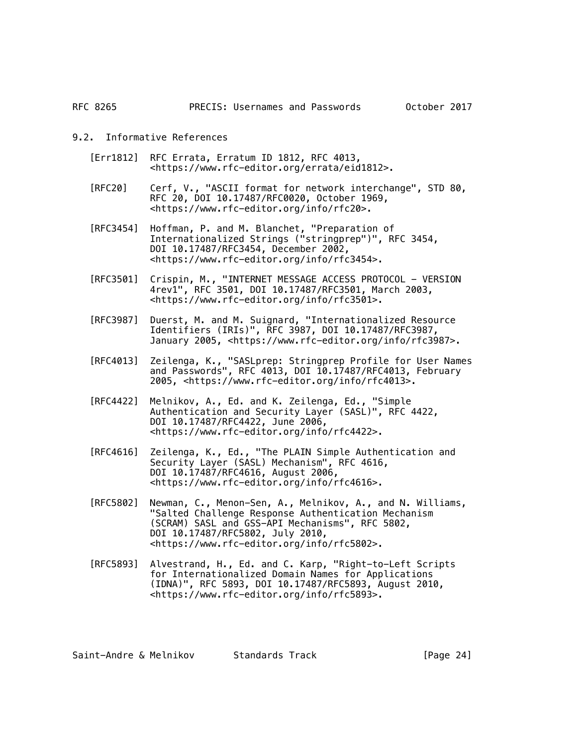### 9.2. Informative References

[Err1812] RFC Errata, Erratum ID 1812, RFC 4013, <https://www.rfc-editor.org/errata/eid1812>.

[RFC20] Cerf, V., "ASCII format for network interchange", STD 80, RFC 20, DOI 10.17487/RFC0020, October 1969, <https://www.rfc-editor.org/info/rfc20>.

[RFC3454] Hoffman, P. and M. Blanchet, "Preparation of Internationalized Strings ("stringprep")", RFC 3454, DOI 10.17487/RFC3454, December 2002, <https://www.rfc-editor.org/info/rfc3454>.

[RFC3501] Crispin, M., "INTERNET MESSAGE ACCESS PROTOCOL - VERSION 4rev1", RFC 3501, DOI 10.17487/RFC3501, March 2003, <https://www.rfc-editor.org/info/rfc3501>.

[RFC3987] Duerst, M. and M. Suignard, "Internationalized Resource Identifiers (IRIs)", RFC 3987, DOI 10.17487/RFC3987, January 2005, <https://www.rfc-editor.org/info/rfc3987>.

[RFC4013] Zeilenga, K., "SASLprep: Stringprep Profile for User Names and Passwords", RFC 4013, DOI 10.17487/RFC4013, February 2005, <https://www.rfc-editor.org/info/rfc4013>.

[RFC4422] Melnikov, A., Ed. and K. Zeilenga, Ed., "Simple Authentication and Security Layer (SASL)", RFC 4422, DOI 10.17487/RFC4422, June 2006, <https://www.rfc-editor.org/info/rfc4422>.

[RFC4616] Zeilenga, K., Ed., "The PLAIN Simple Authentication and Security Layer (SASL) Mechanism", RFC 4616, DOI 10.17487/RFC4616, August 2006, <https://www.rfc-editor.org/info/rfc4616>.

[RFC5802] Newman, C., Menon-Sen, A., Melnikov, A., and N. Williams, "Salted Challenge Response Authentication Mechanism (SCRAM) SASL and GSS-API Mechanisms", RFC 5802, DOI 10.17487/RFC5802, July 2010, <https://www.rfc-editor.org/info/rfc5802>.

[RFC5893] Alvestrand, H., Ed. and C. Karp, "Right-to-Left Scripts for Internationalized Domain Names for Applications (IDNA)", RFC 5893, DOI 10.17487/RFC5893, August 2010, <https://www.rfc-editor.org/info/rfc5893>.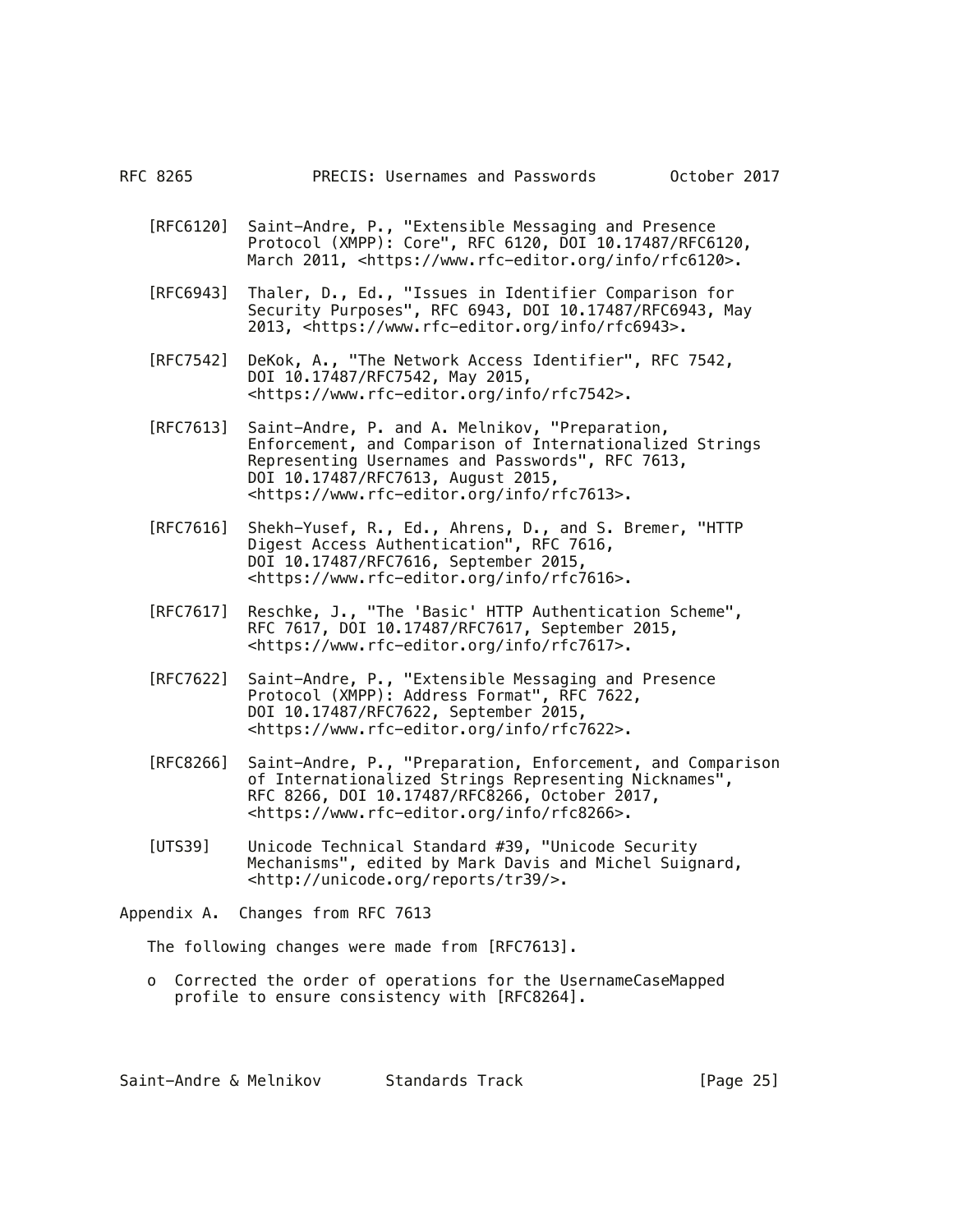[RFC6120] Saint-Andre, P., "Extensible Messaging and Presence Protocol (XMPP): Core", RFC 6120, DOI 10.17487/RFC6120, March 2011, <https://www.rfc-editor.org/info/rfc6120>.

[RFC6943] Thaler, D., Ed., "Issues in Identifier Comparison for Security Purposes", RFC 6943, DOI 10.17487/RFC6943, May 2013, <https://www.rfc-editor.org/info/rfc6943>.

[RFC7542] DeKok, A., "The Network Access Identifier", RFC 7542, DOI 10.17487/RFC7542, May 2015, <https://www.rfc-editor.org/info/rfc7542>.

[RFC7613] Saint-Andre, P. and A. Melnikov, "Preparation, Enforcement, and Comparison of Internationalized Strings Representing Usernames and Passwords", RFC 7613, DOI 10.17487/RFC7613, August 2015, <https://www.rfc-editor.org/info/rfc7613>.

[RFC7616] Shekh-Yusef, R., Ed., Ahrens, D., and S. Bremer, "HTTP Digest Access Authentication", RFC 7616, DOI 10.17487/RFC7616, September 2015, <https://www.rfc-editor.org/info/rfc7616>.

[RFC7617] Reschke, J., "The 'Basic' HTTP Authentication Scheme", RFC 7617, DOI 10.17487/RFC7617, September 2015, <https://www.rfc-editor.org/info/rfc7617>.

[RFC7622] Saint-Andre, P., "Extensible Messaging and Presence Protocol (XMPP): Address Format", RFC 7622, DOI 10.17487/RFC7622, September 2015, <https://www.rfc-editor.org/info/rfc7622>.

[RFC8266] Saint-Andre, P., "Preparation, Enforcement, and Comparison of Internationalized Strings Representing Nicknames", RFC 8266, DOI 10.17487/RFC8266, October 2017, <https://www.rfc-editor.org/info/rfc8266>.

[UTS39] Unicode Technical Standard #39, "Unicode Security Mechanisms", edited by Mark Davis and Michel Suignard, <http://unicode.org/reports/tr39/>.

## Appendix A. Changes from RFC 7613

The following changes were made from [RFC7613].

- Corrected the order of operations for the UsernameCaseMapped profile to ensure consistency with [RFC8264].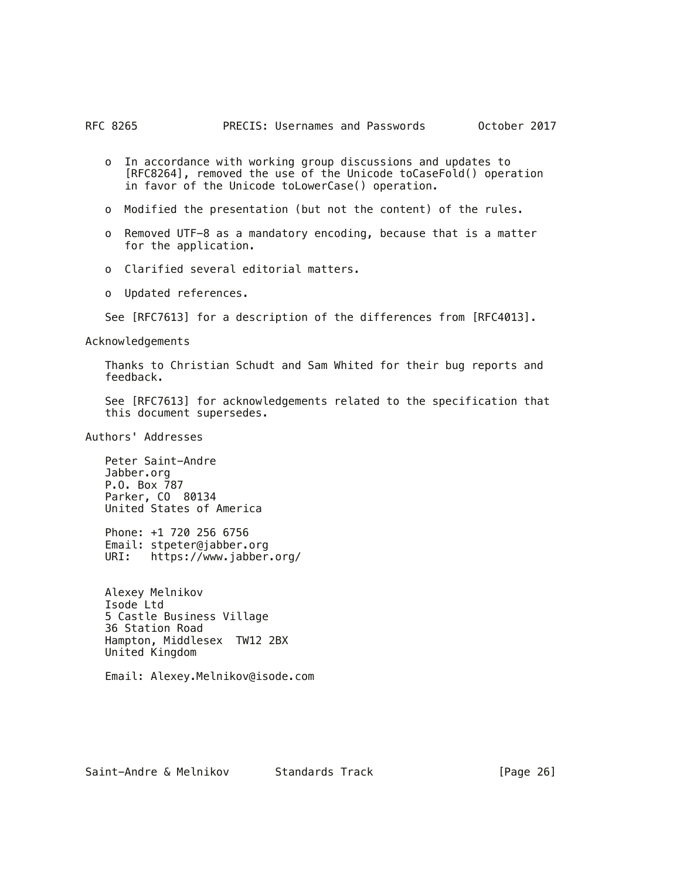- In accordance with working group discussions and updates to [RFC8264], removed the use of the Unicode toCaseFold() operation in favor of the Unicode toLowerCase() operation.

- Modified the presentation (but not the content) of the rules.

- Removed UTF-8 as a mandatory encoding, because that is a matter for the application.

- Clarified several editorial matters.

- Updated references.

See [RFC7613] for a description of the differences from [RFC4013].

## Acknowledgements

Thanks to Christian Schudt and Sam Whited for their bug reports and feedback.

See [RFC7613] for acknowledgements related to the specification that this document supersedes.

## Authors' Addresses

Peter Saint-Andre
Jabber.org
P.O. Box 787
Parker, CO  80134
United States of America

Phone: +1 720 256 6756
Email: stpeter@jabber.org
URI:   https://www.jabber.org/

Alexey Melnikov
Isode Ltd
5 Castle Business Village
36 Station Road
Hampton, Middlesex  TW12 2BX
United Kingdom

Email: Alexey.Melnikov@isode.com